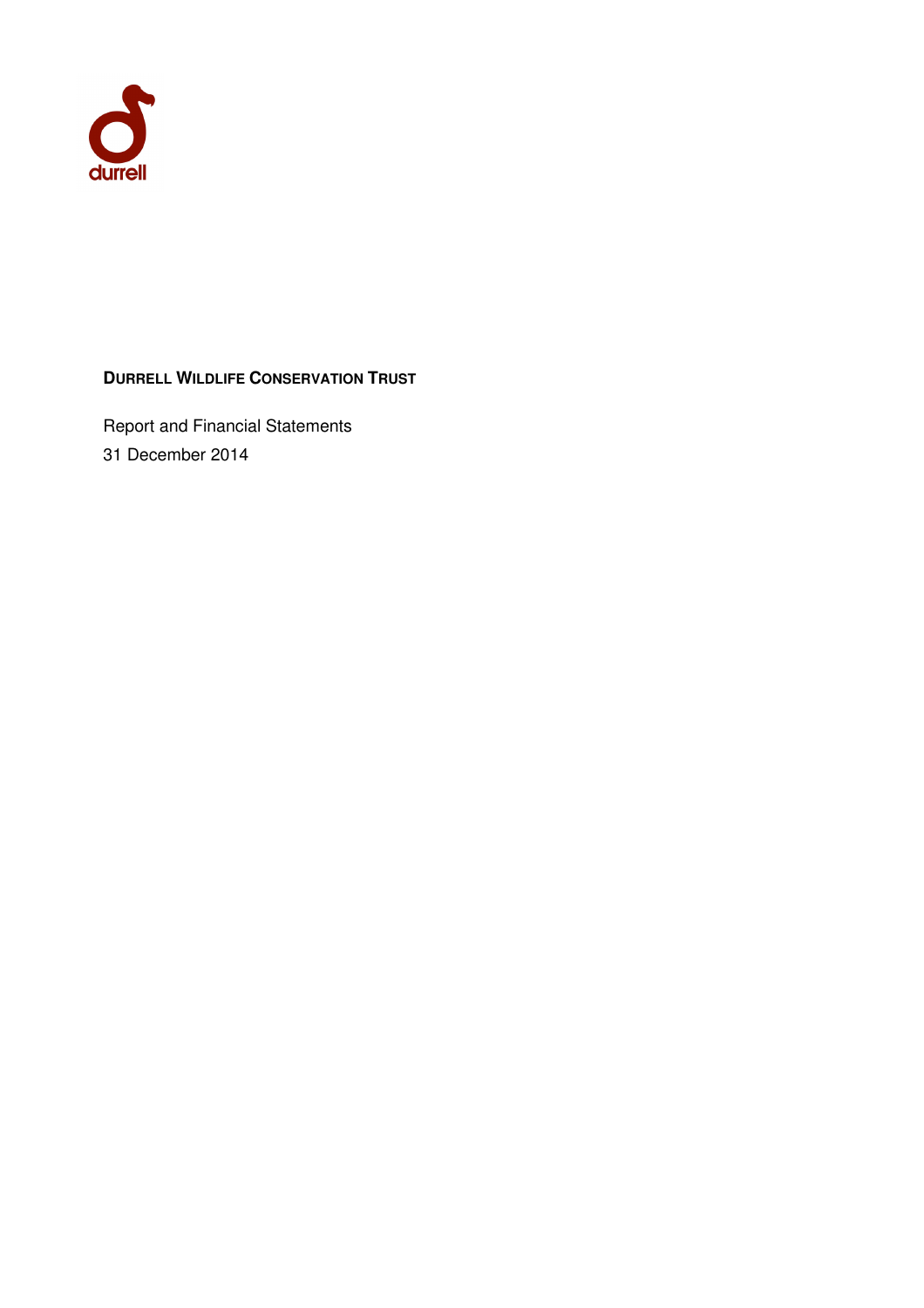durrell

# DURRELL WILDLIFE CONSERVATION TRUST

Report and Financial Statements

31 December 2014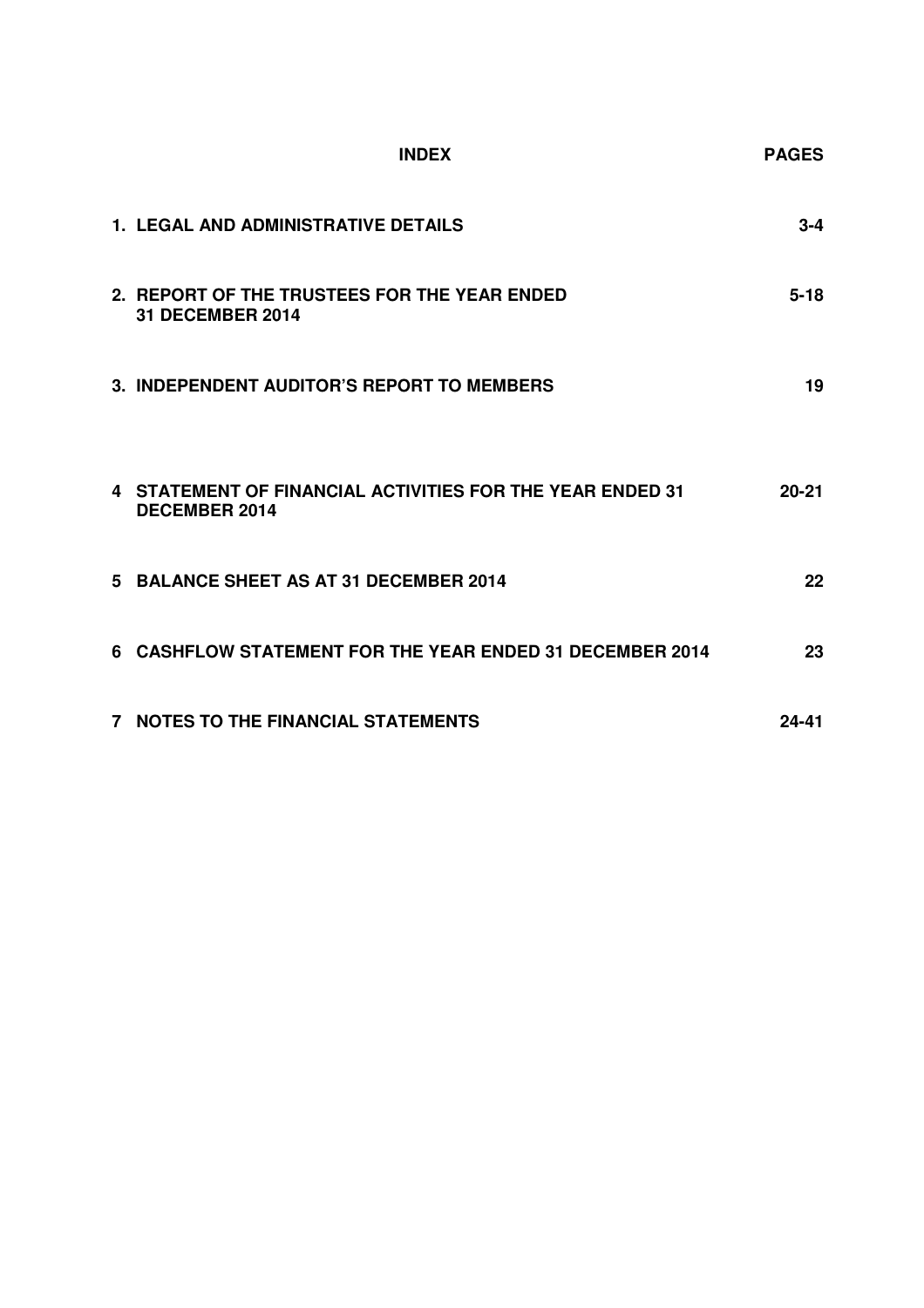| INDEX | PAGES |
| --- | --- |
| 1. LEGAL AND ADMINISTRATIVE DETAILS | 3-4 |
| 2. REPORT OF THE TRUSTEES FOR THE YEAR ENDED 31 DECEMBER 2014 | 5-18 |
| 3. INDEPENDENT AUDITOR'S REPORT TO MEMBERS | 19 |
| 4 STATEMENT OF FINANCIAL ACTIVITIES FOR THE YEAR ENDED 31 DECEMBER 2014 | 20-21 |
| 5 BALANCE SHEET AS AT 31 DECEMBER 2014 | 22 |
| 6 CASHFLOW STATEMENT FOR THE YEAR ENDED 31 DECEMBER 2014 | 23 |
| 7 NOTES TO THE FINANCIAL STATEMENTS | 24-41 |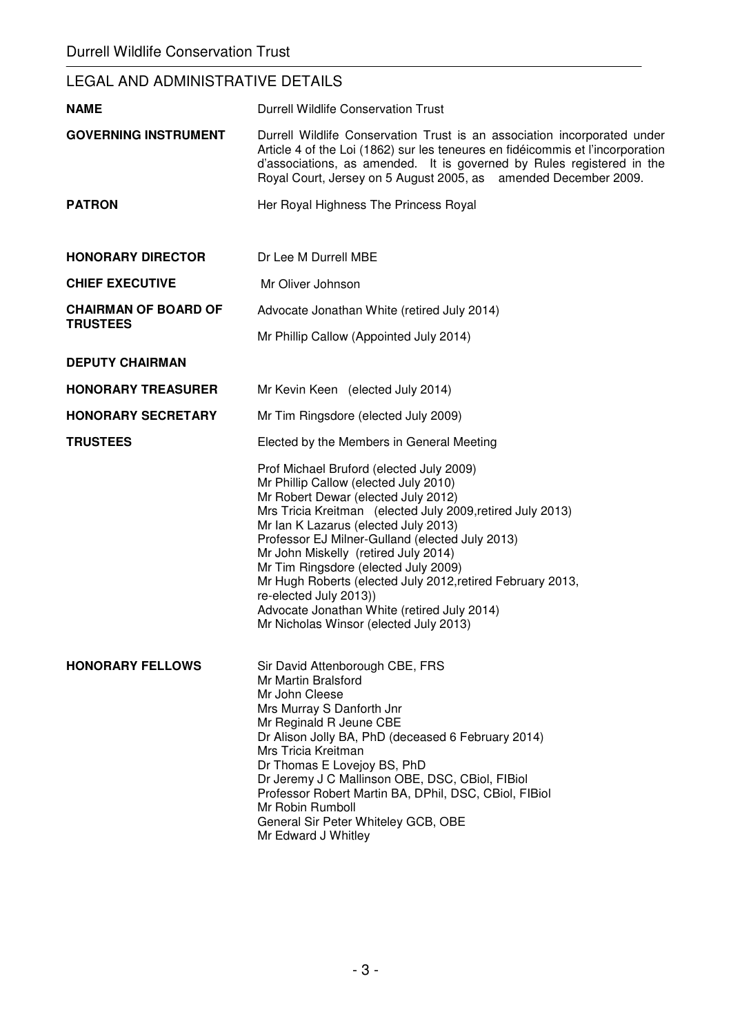## LEGAL AND ADMINISTRATIVE DETAILS

| | |
|---|---|
| **NAME** | Durrell Wildlife Conservation Trust |
| **GOVERNING INSTRUMENT** | Durrell Wildlife Conservation Trust is an association incorporated under Article 4 of the Loi (1862) sur les teneures en fidéicommis et l'incorporation d'associations, as amended. It is governed by Rules registered in the Royal Court, Jersey on 5 August 2005, as amended December 2009. |
| **PATRON** | Her Royal Highness The Princess Royal |
| **HONORARY DIRECTOR** | Dr Lee M Durrell MBE |
| **CHIEF EXECUTIVE** | Mr Oliver Johnson |
| **CHAIRMAN OF BOARD OF TRUSTEES** | Advocate Jonathan White (retired July 2014)<br>Mr Phillip Callow (Appointed July 2014) |
| **DEPUTY CHAIRMAN** | |
| **HONORARY TREASURER** | Mr Kevin Keen (elected July 2014) |
| **HONORARY SECRETARY** | Mr Tim Ringsdore (elected July 2009) |
| **TRUSTEES** | Elected by the Members in General Meeting<br><br>Prof Michael Bruford (elected July 2009)<br>Mr Phillip Callow (elected July 2010)<br>Mr Robert Dewar (elected July 2012)<br>Mrs Tricia Kreitman (elected July 2009,retired July 2013)<br>Mr Ian K Lazarus (elected July 2013)<br>Professor EJ Milner-Gulland (elected July 2013)<br>Mr John Miskelly (retired July 2014)<br>Mr Tim Ringsdore (elected July 2009)<br>Mr Hugh Roberts (elected July 2012,retired February 2013, re-elected July 2013))<br>Advocate Jonathan White (retired July 2014)<br>Mr Nicholas Winsor (elected July 2013) |
| **HONORARY FELLOWS** | Sir David Attenborough CBE, FRS<br>Mr Martin Bralsford<br>Mr John Cleese<br>Mrs Murray S Danforth Jnr<br>Mr Reginald R Jeune CBE<br>Dr Alison Jolly BA, PhD (deceased 6 February 2014)<br>Mrs Tricia Kreitman<br>Dr Thomas E Lovejoy BS, PhD<br>Dr Jeremy J C Mallinson OBE, DSC, CBiol, FIBiol<br>Professor Robert Martin BA, DPhil, DSC, CBiol, FIBiol<br>Mr Robin Rumboll<br>General Sir Peter Whiteley GCB, OBE<br>Mr Edward J Whitley |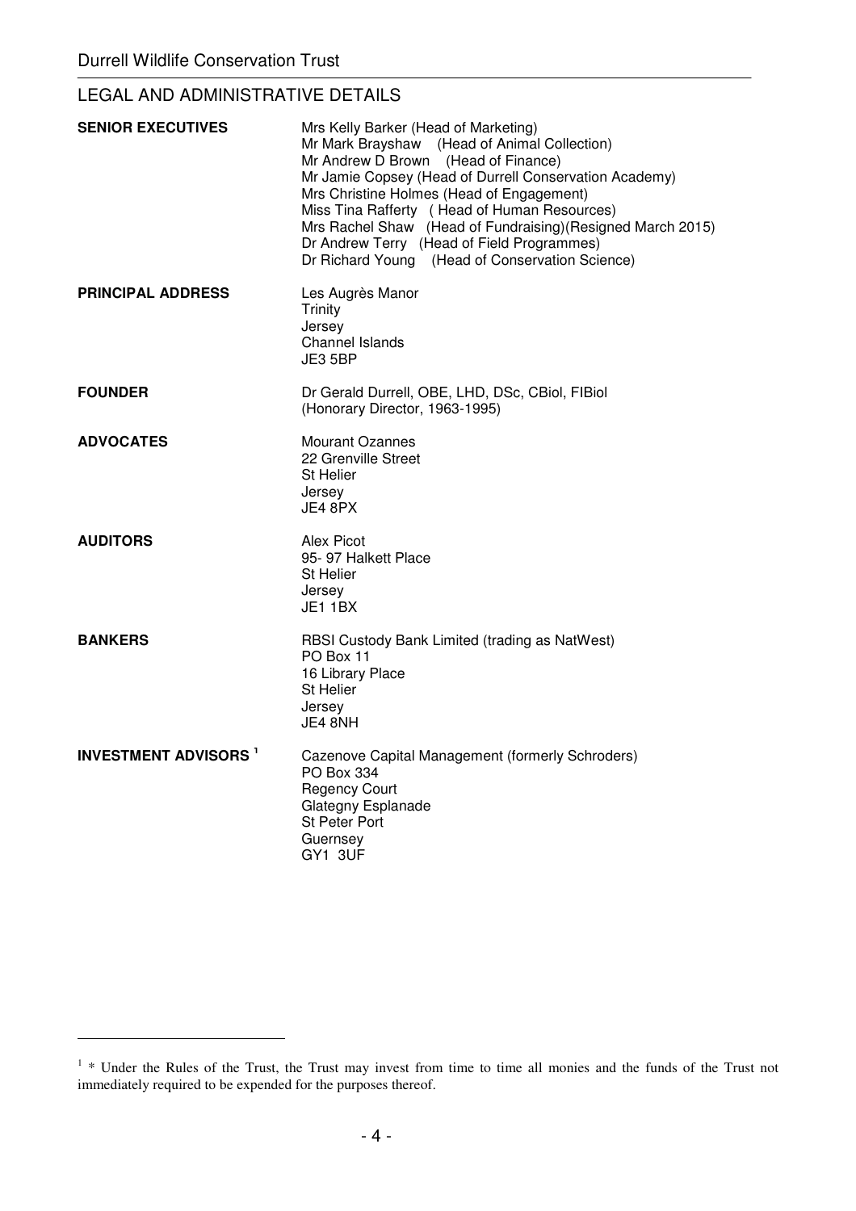## LEGAL AND ADMINISTRATIVE DETAILS

**SENIOR EXECUTIVES**

Mrs Kelly Barker (Head of Marketing)
Mr Mark Brayshaw (Head of Animal Collection)
Mr Andrew D Brown (Head of Finance)
Mr Jamie Copsey (Head of Durrell Conservation Academy)
Mrs Christine Holmes (Head of Engagement)
Miss Tina Rafferty (Head of Human Resources)
Mrs Rachel Shaw (Head of Fundraising)(Resigned March 2015)
Dr Andrew Terry (Head of Field Programmes)
Dr Richard Young (Head of Conservation Science)

**PRINCIPAL ADDRESS**

Les Augrès Manor
Trinity
Jersey
Channel Islands
JE3 5BP

**FOUNDER**

Dr Gerald Durrell, OBE, LHD, DSc, CBiol, FIBiol
(Honorary Director, 1963-1995)

**ADVOCATES**

Mourant Ozannes
22 Grenville Street
St Helier
Jersey
JE4 8PX

**AUDITORS**

Alex Picot
95- 97 Halkett Place
St Helier
Jersey
JE1 1BX

**BANKERS**

RBSI Custody Bank Limited (trading as NatWest)
PO Box 11
16 Library Place
St Helier
Jersey
JE4 8NH

**INVESTMENT ADVISORS [1]**

Cazenove Capital Management (formerly Schroders)
PO Box 334
Regency Court
Glategny Esplanade
St Peter Port
Guernsey
GY1 3UF

---

[1] * Under the Rules of the Trust, the Trust may invest from time to time all monies and the funds of the Trust not immediately required to be expended for the purposes thereof.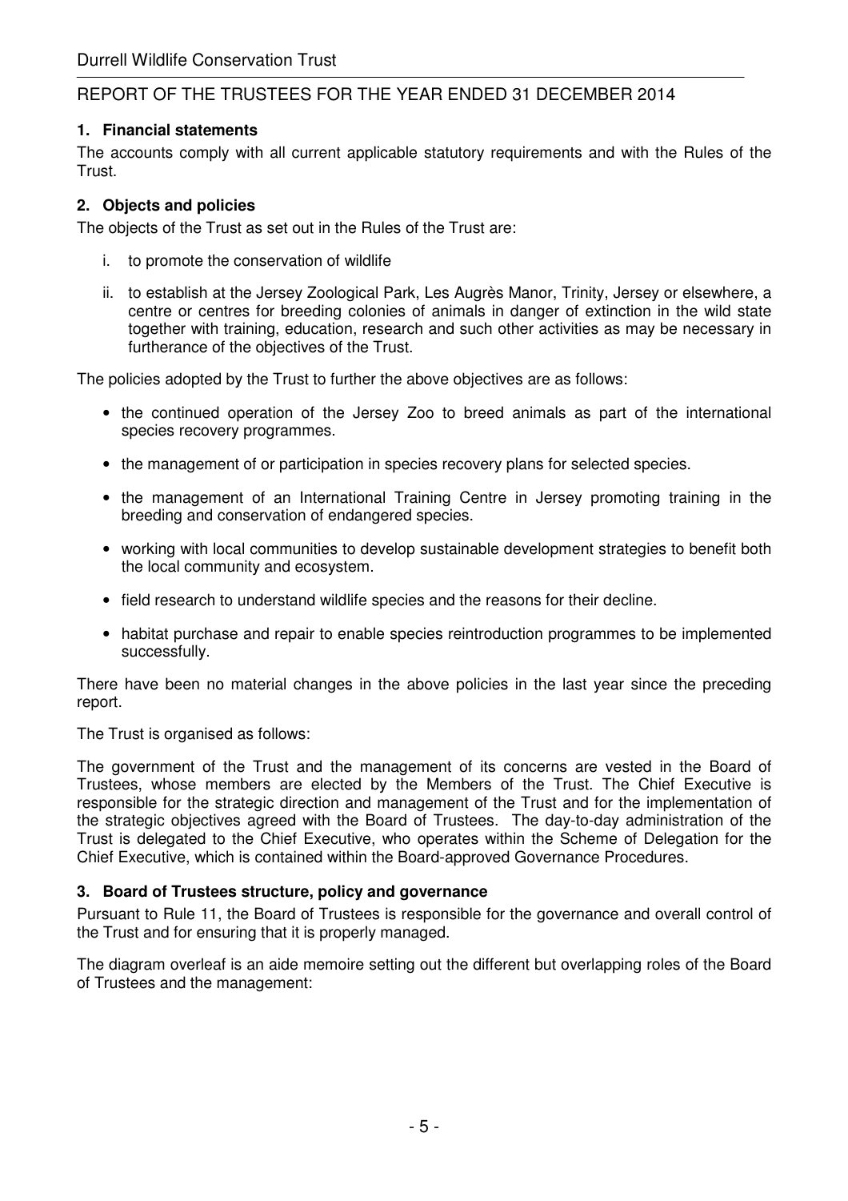## 1. Financial statements

The accounts comply with all current applicable statutory requirements and with the Rules of the Trust.

## 2. Objects and policies

The objects of the Trust as set out in the Rules of the Trust are:

i. to promote the conservation of wildlife

ii. to establish at the Jersey Zoological Park, Les Augrès Manor, Trinity, Jersey or elsewhere, a centre or centres for breeding colonies of animals in danger of extinction in the wild state together with training, education, research and such other activities as may be necessary in furtherance of the objectives of the Trust.

The policies adopted by the Trust to further the above objectives are as follows:

- the continued operation of the Jersey Zoo to breed animals as part of the international species recovery programmes.
- the management of or participation in species recovery plans for selected species.
- the management of an International Training Centre in Jersey promoting training in the breeding and conservation of endangered species.
- working with local communities to develop sustainable development strategies to benefit both the local community and ecosystem.
- field research to understand wildlife species and the reasons for their decline.
- habitat purchase and repair to enable species reintroduction programmes to be implemented successfully.

There have been no material changes in the above policies in the last year since the preceding report.

The Trust is organised as follows:

The government of the Trust and the management of its concerns are vested in the Board of Trustees, whose members are elected by the Members of the Trust. The Chief Executive is responsible for the strategic direction and management of the Trust and for the implementation of the strategic objectives agreed with the Board of Trustees. The day-to-day administration of the Trust is delegated to the Chief Executive, who operates within the Scheme of Delegation for the Chief Executive, which is contained within the Board-approved Governance Procedures.

## 3. Board of Trustees structure, policy and governance

Pursuant to Rule 11, the Board of Trustees is responsible for the governance and overall control of the Trust and for ensuring that it is properly managed.

The diagram overleaf is an aide memoire setting out the different but overlapping roles of the Board of Trustees and the management: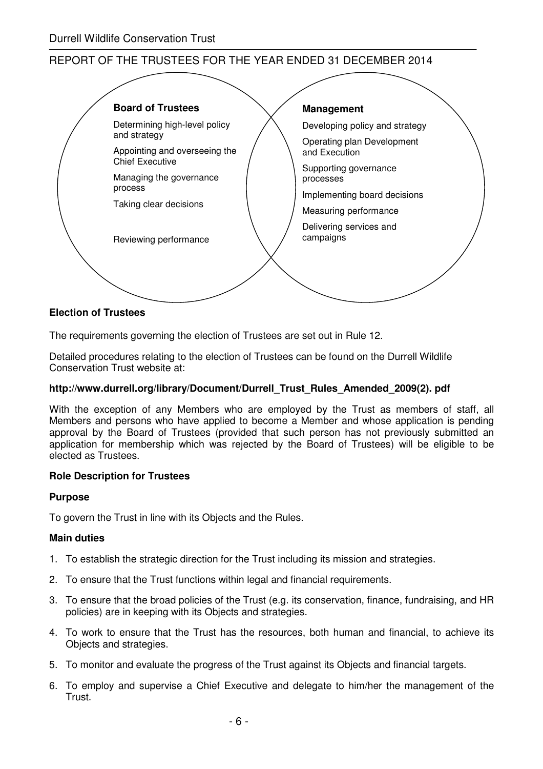**Board of Trustees**

- Determining high-level policy and strategy
- Appointing and overseeing the Chief Executive
- Managing the governance process
- Taking clear decisions
- Reviewing performance

**Management**

- Developing policy and strategy
- Operating plan Development and Execution
- Supporting governance processes
- Implementing board decisions
- Measuring performance
- Delivering services and campaigns

**Election of Trustees**

The requirements governing the election of Trustees are set out in Rule 12.

Detailed procedures relating to the election of Trustees can be found on the Durrell Wildlife Conservation Trust website at:

**http://www.durrell.org/library/Document/Durrell_Trust_Rules_Amended_2009(2). pdf**

With the exception of any Members who are employed by the Trust as members of staff, all Members and persons who have applied to become a Member and whose application is pending approval by the Board of Trustees (provided that such person has not previously submitted an application for membership which was rejected by the Board of Trustees) will be eligible to be elected as Trustees.

**Role Description for Trustees**

**Purpose**

To govern the Trust in line with its Objects and the Rules.

**Main duties**

1. To establish the strategic direction for the Trust including its mission and strategies.
2. To ensure that the Trust functions within legal and financial requirements.
3. To ensure that the broad policies of the Trust (e.g. its conservation, finance, fundraising, and HR policies) are in keeping with its Objects and strategies.
4. To work to ensure that the Trust has the resources, both human and financial, to achieve its Objects and strategies.
5. To monitor and evaluate the progress of the Trust against its Objects and financial targets.
6. To employ and supervise a Chief Executive and delegate to him/her the management of the Trust.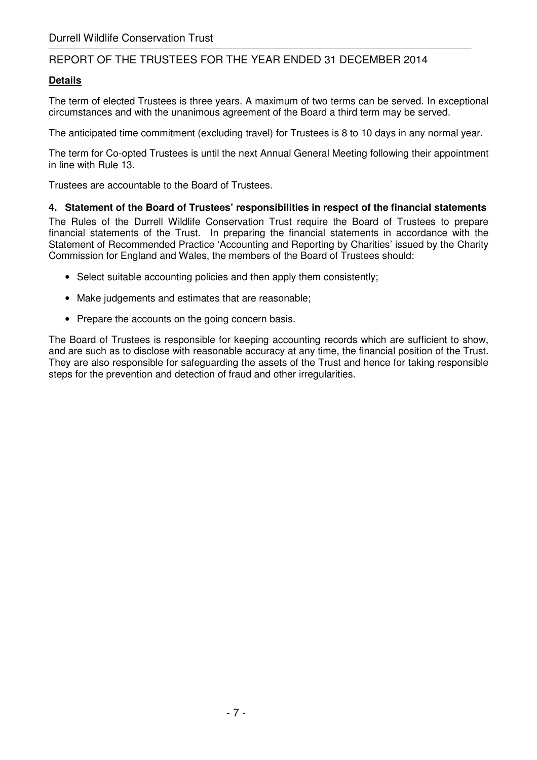**Details**

The term of elected Trustees is three years. A maximum of two terms can be served. In exceptional circumstances and with the unanimous agreement of the Board a third term may be served.

The anticipated time commitment (excluding travel) for Trustees is 8 to 10 days in any normal year.

The term for Co-opted Trustees is until the next Annual General Meeting following their appointment in line with Rule 13.

Trustees are accountable to the Board of Trustees.

### 4. Statement of the Board of Trustees' responsibilities in respect of the financial statements

The Rules of the Durrell Wildlife Conservation Trust require the Board of Trustees to prepare financial statements of the Trust. In preparing the financial statements in accordance with the Statement of Recommended Practice 'Accounting and Reporting by Charities' issued by the Charity Commission for England and Wales, the members of the Board of Trustees should:

- Select suitable accounting policies and then apply them consistently;
- Make judgements and estimates that are reasonable;
- Prepare the accounts on the going concern basis.

The Board of Trustees is responsible for keeping accounting records which are sufficient to show, and are such as to disclose with reasonable accuracy at any time, the financial position of the Trust. They are also responsible for safeguarding the assets of the Trust and hence for taking responsible steps for the prevention and detection of fraud and other irregularities.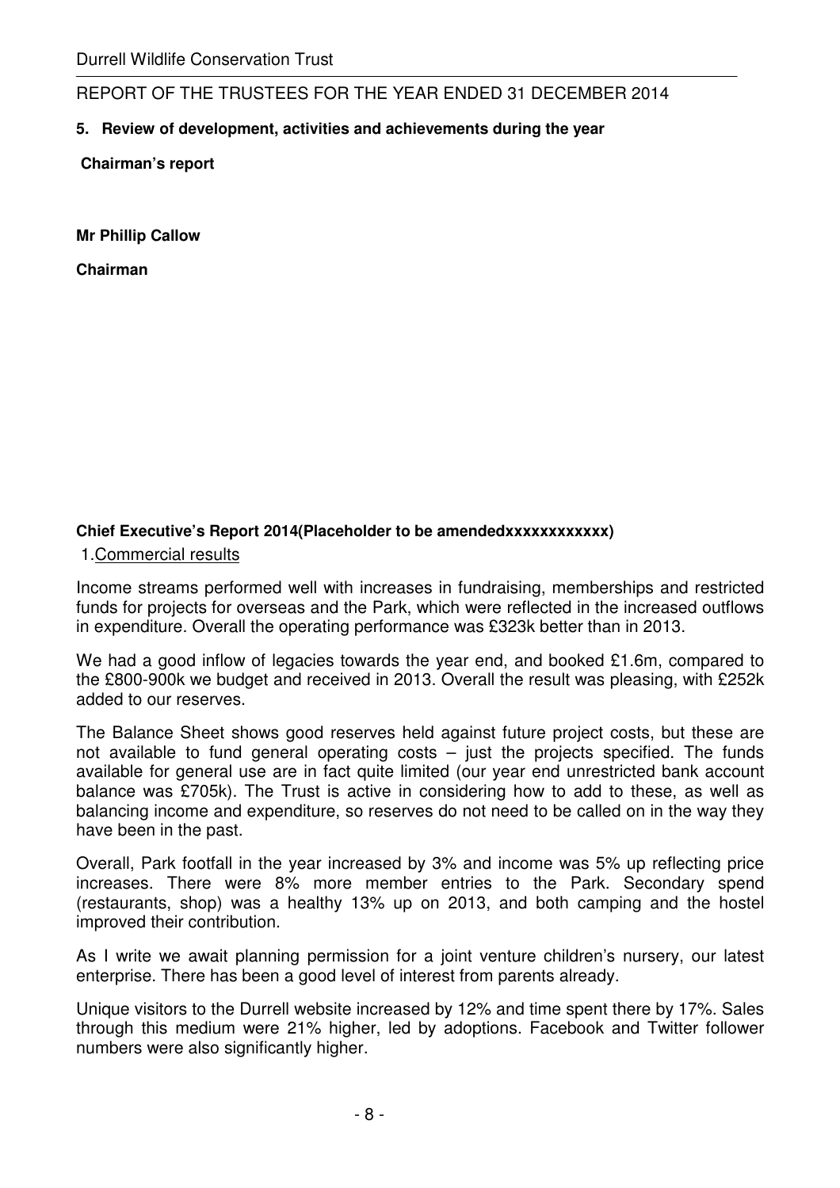## 5. Review of development, activities and achievements during the year

**Chairman's report**

**Mr Phillip Callow**

**Chairman**

**Chief Executive's Report 2014(Placeholder to be amendedxxxxxxxxxxxx)**

1.Commercial results

Income streams performed well with increases in fundraising, memberships and restricted funds for projects for overseas and the Park, which were reflected in the increased outflows in expenditure. Overall the operating performance was £323k better than in 2013.

We had a good inflow of legacies towards the year end, and booked £1.6m, compared to the £800-900k we budget and received in 2013. Overall the result was pleasing, with £252k added to our reserves.

The Balance Sheet shows good reserves held against future project costs, but these are not available to fund general operating costs – just the projects specified. The funds available for general use are in fact quite limited (our year end unrestricted bank account balance was £705k). The Trust is active in considering how to add to these, as well as balancing income and expenditure, so reserves do not need to be called on in the way they have been in the past.

Overall, Park footfall in the year increased by 3% and income was 5% up reflecting price increases. There were 8% more member entries to the Park. Secondary spend (restaurants, shop) was a healthy 13% up on 2013, and both camping and the hostel improved their contribution.

As I write we await planning permission for a joint venture children's nursery, our latest enterprise. There has been a good level of interest from parents already.

Unique visitors to the Durrell website increased by 12% and time spent there by 17%. Sales through this medium were 21% higher, led by adoptions. Facebook and Twitter follower numbers were also significantly higher.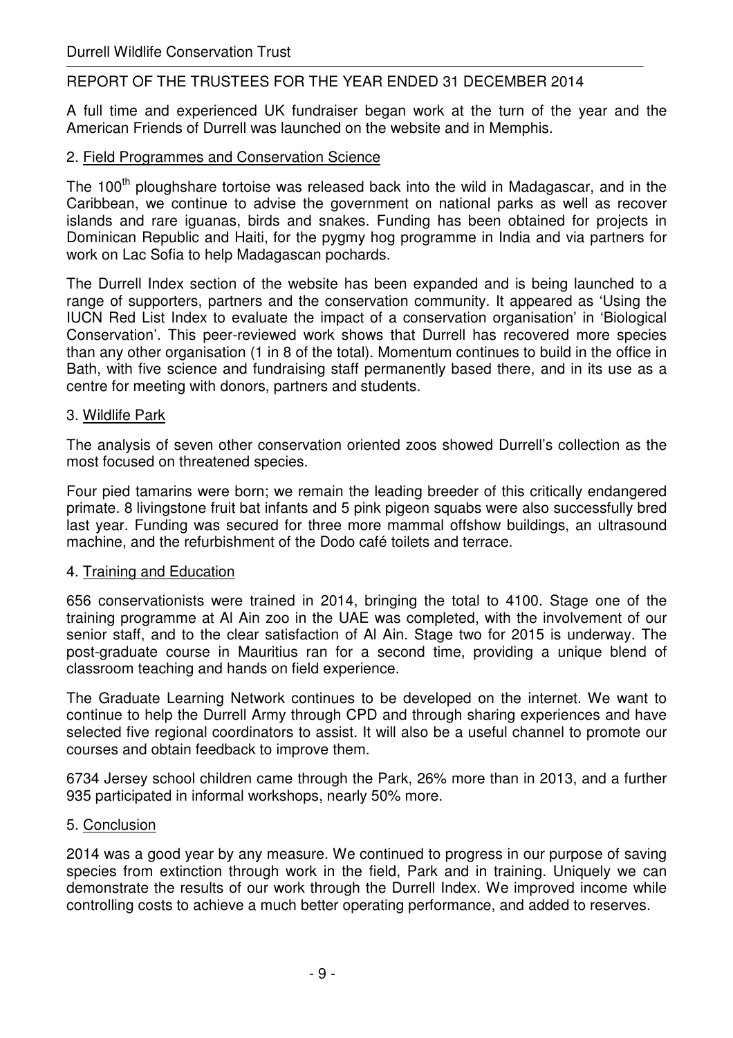A full time and experienced UK fundraiser began work at the turn of the year and the American Friends of Durrell was launched on the website and in Memphis.

## 2. Field Programmes and Conservation Science

The 100th ploughshare tortoise was released back into the wild in Madagascar, and in the Caribbean, we continue to advise the government on national parks as well as recover islands and rare iguanas, birds and snakes. Funding has been obtained for projects in Dominican Republic and Haiti, for the pygmy hog programme in India and via partners for work on Lac Sofia to help Madagascan pochards.

The Durrell Index section of the website has been expanded and is being launched to a range of supporters, partners and the conservation community. It appeared as 'Using the IUCN Red List Index to evaluate the impact of a conservation organisation' in 'Biological Conservation'. This peer-reviewed work shows that Durrell has recovered more species than any other organisation (1 in 8 of the total). Momentum continues to build in the office in Bath, with five science and fundraising staff permanently based there, and in its use as a centre for meeting with donors, partners and students.

## 3. Wildlife Park

The analysis of seven other conservation oriented zoos showed Durrell's collection as the most focused on threatened species.

Four pied tamarins were born; we remain the leading breeder of this critically endangered primate. 8 livingstone fruit bat infants and 5 pink pigeon squabs were also successfully bred last year. Funding was secured for three more mammal offshow buildings, an ultrasound machine, and the refurbishment of the Dodo café toilets and terrace.

## 4. Training and Education

656 conservationists were trained in 2014, bringing the total to 4100. Stage one of the training programme at Al Ain zoo in the UAE was completed, with the involvement of our senior staff, and to the clear satisfaction of Al Ain. Stage two for 2015 is underway. The post-graduate course in Mauritius ran for a second time, providing a unique blend of classroom teaching and hands on field experience.

The Graduate Learning Network continues to be developed on the internet. We want to continue to help the Durrell Army through CPD and through sharing experiences and have selected five regional coordinators to assist. It will also be a useful channel to promote our courses and obtain feedback to improve them.

6734 Jersey school children came through the Park, 26% more than in 2013, and a further 935 participated in informal workshops, nearly 50% more.

## 5. Conclusion

2014 was a good year by any measure. We continued to progress in our purpose of saving species from extinction through work in the field, Park and in training. Uniquely we can demonstrate the results of our work through the Durrell Index. We improved income while controlling costs to achieve a much better operating performance, and added to reserves.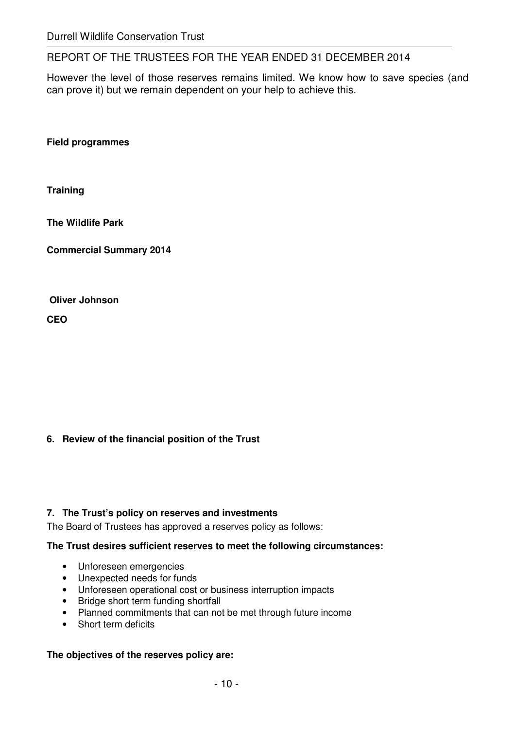However the level of those reserves remains limited. We know how to save species (and can prove it) but we remain dependent on your help to achieve this.

**Field programmes**

**Training**

**The Wildlife Park**

**Commercial Summary 2014**

**Oliver Johnson**

**CEO**

## 6. Review of the financial position of the Trust

## 7. The Trust's policy on reserves and investments

The Board of Trustees has approved a reserves policy as follows:

**The Trust desires sufficient reserves to meet the following circumstances:**

- Unforeseen emergencies
- Unexpected needs for funds
- Unforeseen operational cost or business interruption impacts
- Bridge short term funding shortfall
- Planned commitments that can not be met through future income
- Short term deficits

**The objectives of the reserves policy are:**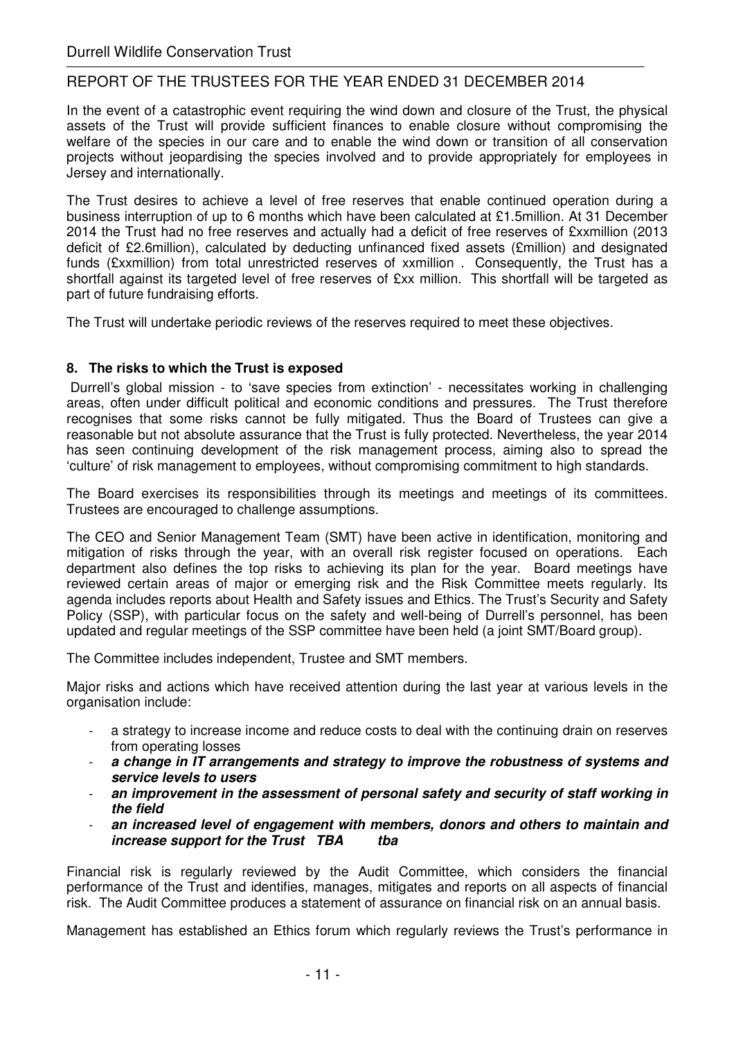In the event of a catastrophic event requiring the wind down and closure of the Trust, the physical assets of the Trust will provide sufficient finances to enable closure without compromising the welfare of the species in our care and to enable the wind down or transition of all conservation projects without jeopardising the species involved and to provide appropriately for employees in Jersey and internationally.

The Trust desires to achieve a level of free reserves that enable continued operation during a business interruption of up to 6 months which have been calculated at £1.5million. At 31 December 2014 the Trust had no free reserves and actually had a deficit of free reserves of £xxmillion (2013 deficit of £2.6million), calculated by deducting unfinanced fixed assets (£million) and designated funds (£xxmillion) from total unrestricted reserves of xxmillion . Consequently, the Trust has a shortfall against its targeted level of free reserves of £xx million. This shortfall will be targeted as part of future fundraising efforts.

The Trust will undertake periodic reviews of the reserves required to meet these objectives.

## 8. The risks to which the Trust is exposed

Durrell's global mission - to 'save species from extinction' - necessitates working in challenging areas, often under difficult political and economic conditions and pressures. The Trust therefore recognises that some risks cannot be fully mitigated. Thus the Board of Trustees can give a reasonable but not absolute assurance that the Trust is fully protected. Nevertheless, the year 2014 has seen continuing development of the risk management process, aiming also to spread the 'culture' of risk management to employees, without compromising commitment to high standards.

The Board exercises its responsibilities through its meetings and meetings of its committees. Trustees are encouraged to challenge assumptions.

The CEO and Senior Management Team (SMT) have been active in identification, monitoring and mitigation of risks through the year, with an overall risk register focused on operations. Each department also defines the top risks to achieving its plan for the year. Board meetings have reviewed certain areas of major or emerging risk and the Risk Committee meets regularly. Its agenda includes reports about Health and Safety issues and Ethics. The Trust's Security and Safety Policy (SSP), with particular focus on the safety and well-being of Durrell's personnel, has been updated and regular meetings of the SSP committee have been held (a joint SMT/Board group).

The Committee includes independent, Trustee and SMT members.

Major risks and actions which have received attention during the last year at various levels in the organisation include:

- a strategy to increase income and reduce costs to deal with the continuing drain on reserves from operating losses
- ***a change in IT arrangements and strategy to improve the robustness of systems and service levels to users***
- ***an improvement in the assessment of personal safety and security of staff working in the field***
- ***an increased level of engagement with members, donors and others to maintain and increase support for the Trust TBA tba***

Financial risk is regularly reviewed by the Audit Committee, which considers the financial performance of the Trust and identifies, manages, mitigates and reports on all aspects of financial risk. The Audit Committee produces a statement of assurance on financial risk on an annual basis.

Management has established an Ethics forum which regularly reviews the Trust's performance in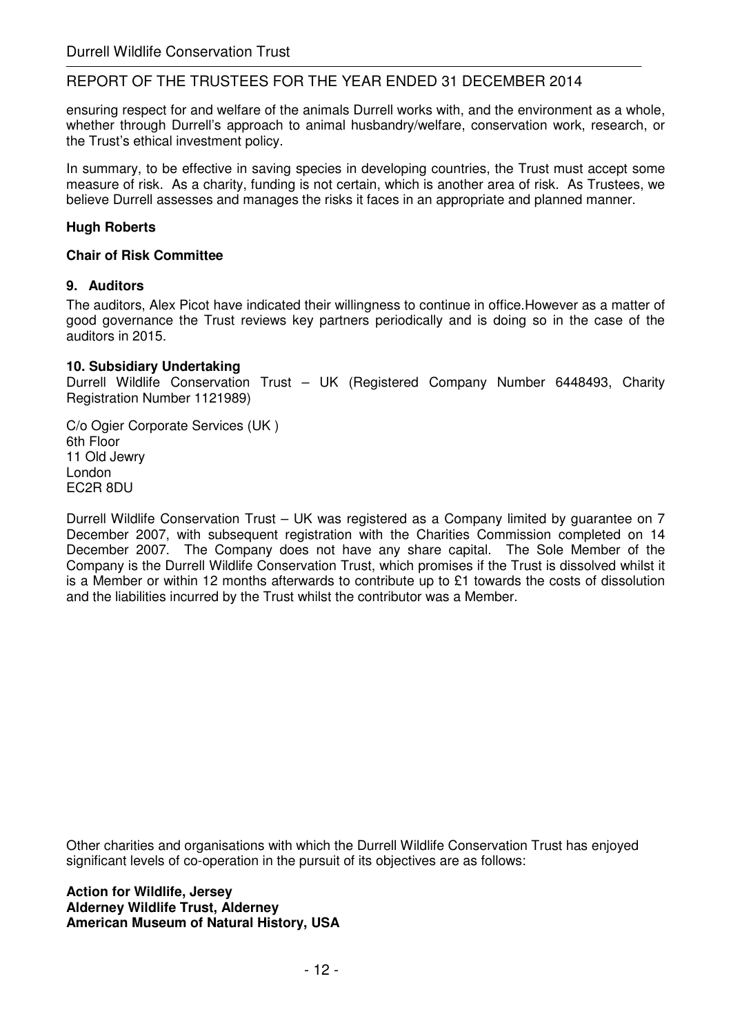ensuring respect for and welfare of the animals Durrell works with, and the environment as a whole, whether through Durrell's approach to animal husbandry/welfare, conservation work, research, or the Trust's ethical investment policy.

In summary, to be effective in saving species in developing countries, the Trust must accept some measure of risk. As a charity, funding is not certain, which is another area of risk. As Trustees, we believe Durrell assesses and manages the risks it faces in an appropriate and planned manner.

**Hugh Roberts**

**Chair of Risk Committee**

## 9. Auditors

The auditors, Alex Picot have indicated their willingness to continue in office.However as a matter of good governance the Trust reviews key partners periodically and is doing so in the case of the auditors in 2015.

## 10. Subsidiary Undertaking

Durrell Wildlife Conservation Trust – UK (Registered Company Number 6448493, Charity Registration Number 1121989)

C/o Ogier Corporate Services (UK )
6th Floor
11 Old Jewry
London
EC2R 8DU

Durrell Wildlife Conservation Trust – UK was registered as a Company limited by guarantee on 7 December 2007, with subsequent registration with the Charities Commission completed on 14 December 2007. The Company does not have any share capital. The Sole Member of the Company is the Durrell Wildlife Conservation Trust, which promises if the Trust is dissolved whilst it is a Member or within 12 months afterwards to contribute up to £1 towards the costs of dissolution and the liabilities incurred by the Trust whilst the contributor was a Member.

Other charities and organisations with which the Durrell Wildlife Conservation Trust has enjoyed significant levels of co-operation in the pursuit of its objectives are as follows:

**Action for Wildlife, Jersey**
**Alderney Wildlife Trust, Alderney**
**American Museum of Natural History, USA**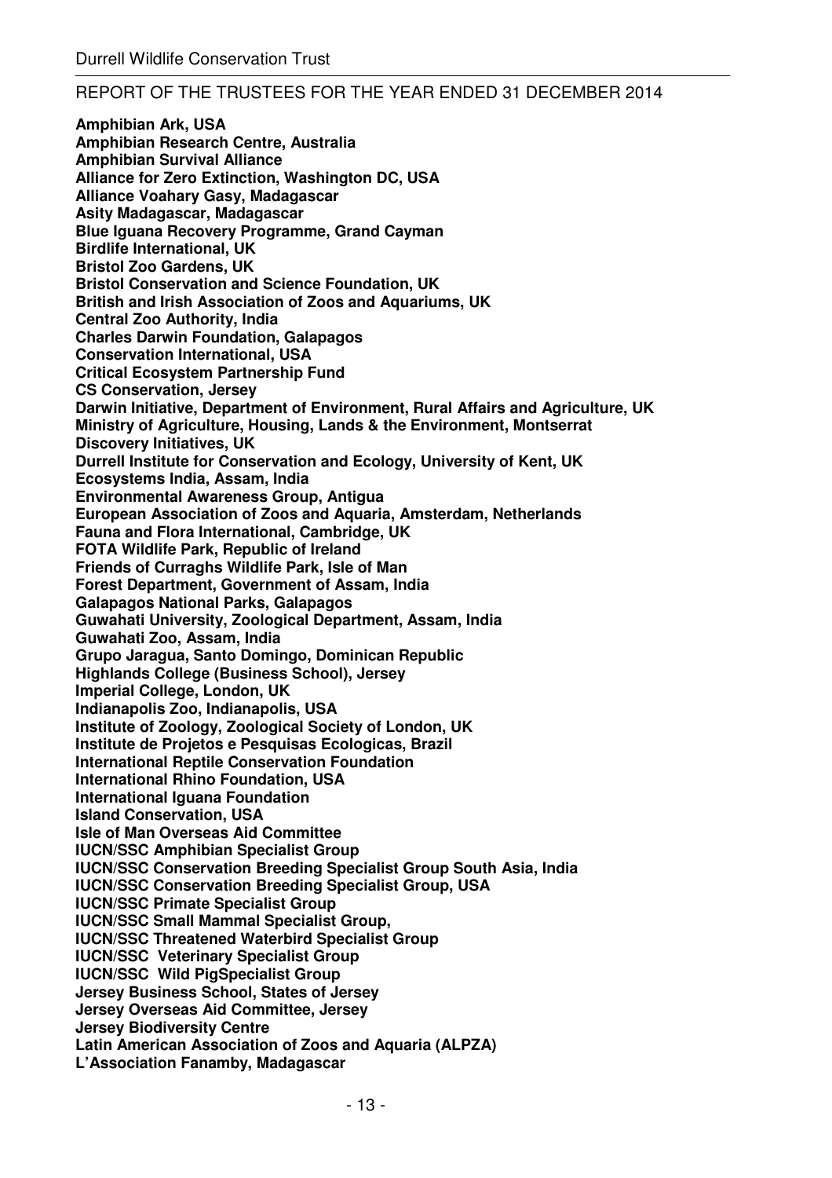**Amphibian Ark, USA**
**Amphibian Research Centre, Australia**
**Amphibian Survival Alliance**
**Alliance for Zero Extinction, Washington DC, USA**
**Alliance Voahary Gasy, Madagascar**
**Asity Madagascar, Madagascar**
**Blue Iguana Recovery Programme, Grand Cayman**
**Birdlife International, UK**
**Bristol Zoo Gardens, UK**
**Bristol Conservation and Science Foundation, UK**
**British and Irish Association of Zoos and Aquariums, UK**
**Central Zoo Authority, India**
**Charles Darwin Foundation, Galapagos**
**Conservation International, USA**
**Critical Ecosystem Partnership Fund**
**CS Conservation, Jersey**
**Darwin Initiative, Department of Environment, Rural Affairs and Agriculture, UK**
**Ministry of Agriculture, Housing, Lands & the Environment, Montserrat**
**Discovery Initiatives, UK**
**Durrell Institute for Conservation and Ecology, University of Kent, UK**
**Ecosystems India, Assam, India**
**Environmental Awareness Group, Antigua**
**European Association of Zoos and Aquaria, Amsterdam, Netherlands**
**Fauna and Flora International, Cambridge, UK**
**FOTA Wildlife Park, Republic of Ireland**
**Friends of Curraghs Wildlife Park, Isle of Man**
**Forest Department, Government of Assam, India**
**Galapagos National Parks, Galapagos**
**Guwahati University, Zoological Department, Assam, India**
**Guwahati Zoo, Assam, India**
**Grupo Jaragua, Santo Domingo, Dominican Republic**
**Highlands College (Business School), Jersey**
**Imperial College, London, UK**
**Indianapolis Zoo, Indianapolis, USA**
**Institute of Zoology, Zoological Society of London, UK**
**Institute de Projetos e Pesquisas Ecologicas, Brazil**
**International Reptile Conservation Foundation**
**International Rhino Foundation, USA**
**International Iguana Foundation**
**Island Conservation, USA**
**Isle of Man Overseas Aid Committee**
**IUCN/SSC Amphibian Specialist Group**
**IUCN/SSC Conservation Breeding Specialist Group South Asia, India**
**IUCN/SSC Conservation Breeding Specialist Group, USA**
**IUCN/SSC Primate Specialist Group**
**IUCN/SSC Small Mammal Specialist Group,**
**IUCN/SSC Threatened Waterbird Specialist Group**
**IUCN/SSC Veterinary Specialist Group**
**IUCN/SSC Wild PigSpecialist Group**
**Jersey Business School, States of Jersey**
**Jersey Overseas Aid Committee, Jersey**
**Jersey Biodiversity Centre**
**Latin American Association of Zoos and Aquaria (ALPZA)**
**L'Association Fanamby, Madagascar**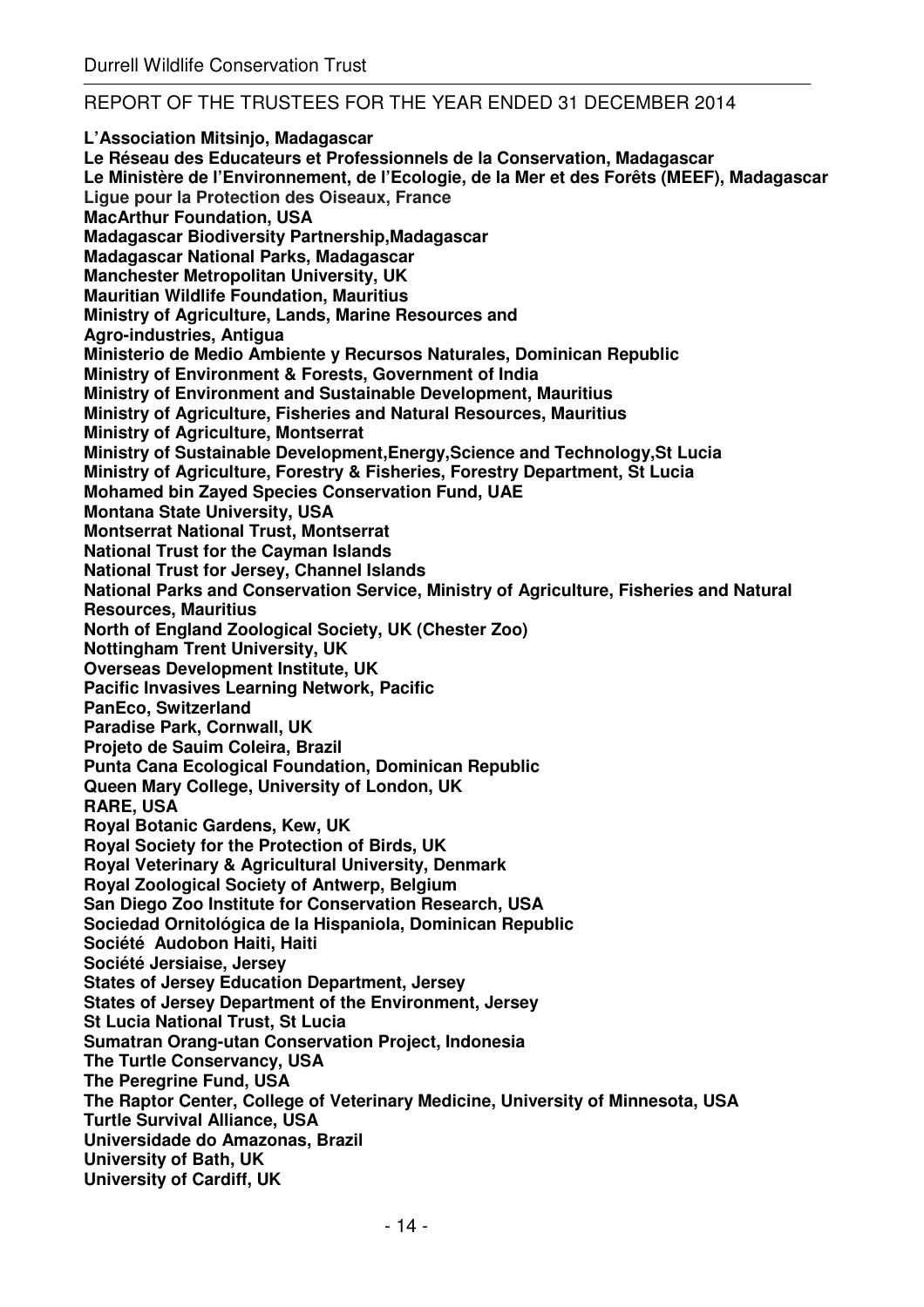**L'Association Mitsinjo, Madagascar**
**Le Réseau des Educateurs et Professionnels de la Conservation, Madagascar**
**Le Ministère de l'Environnement, de l'Ecologie, de la Mer et des Forêts (MEEF), Madagascar**
**Ligue pour la Protection des Oiseaux, France**
**MacArthur Foundation, USA**
**Madagascar Biodiversity Partnership,Madagascar**
**Madagascar National Parks, Madagascar**
**Manchester Metropolitan University, UK**
**Mauritian Wildlife Foundation, Mauritius**
**Ministry of Agriculture, Lands, Marine Resources and Agro-industries, Antigua**
**Ministerio de Medio Ambiente y Recursos Naturales, Dominican Republic**
**Ministry of Environment & Forests, Government of India**
**Ministry of Environment and Sustainable Development, Mauritius**
**Ministry of Agriculture, Fisheries and Natural Resources, Mauritius**
**Ministry of Agriculture, Montserrat**
**Ministry of Sustainable Development,Energy,Science and Technology,St Lucia**
**Ministry of Agriculture, Forestry & Fisheries, Forestry Department, St Lucia**
**Mohamed bin Zayed Species Conservation Fund, UAE**
**Montana State University, USA**
**Montserrat National Trust, Montserrat**
**National Trust for the Cayman Islands**
**National Trust for Jersey, Channel Islands**
**National Parks and Conservation Service, Ministry of Agriculture, Fisheries and Natural Resources, Mauritius**
**North of England Zoological Society, UK (Chester Zoo)**
**Nottingham Trent University, UK**
**Overseas Development Institute, UK**
**Pacific Invasives Learning Network, Pacific**
**PanEco, Switzerland**
**Paradise Park, Cornwall, UK**
**Projeto de Sauim Coleira, Brazil**
**Punta Cana Ecological Foundation, Dominican Republic**
**Queen Mary College, University of London, UK**
**RARE, USA**
**Royal Botanic Gardens, Kew, UK**
**Royal Society for the Protection of Birds, UK**
**Royal Veterinary & Agricultural University, Denmark**
**Royal Zoological Society of Antwerp, Belgium**
**San Diego Zoo Institute for Conservation Research, USA**
**Sociedad Ornitológica de la Hispaniola, Dominican Republic**
**Société Audobon Haiti, Haiti**
**Société Jersiaise, Jersey**
**States of Jersey Education Department, Jersey**
**States of Jersey Department of the Environment, Jersey**
**St Lucia National Trust, St Lucia**
**Sumatran Orang-utan Conservation Project, Indonesia**
**The Turtle Conservancy, USA**
**The Peregrine Fund, USA**
**The Raptor Center, College of Veterinary Medicine, University of Minnesota, USA**
**Turtle Survival Alliance, USA**
**Universidade do Amazonas, Brazil**
**University of Bath, UK**
**University of Cardiff, UK**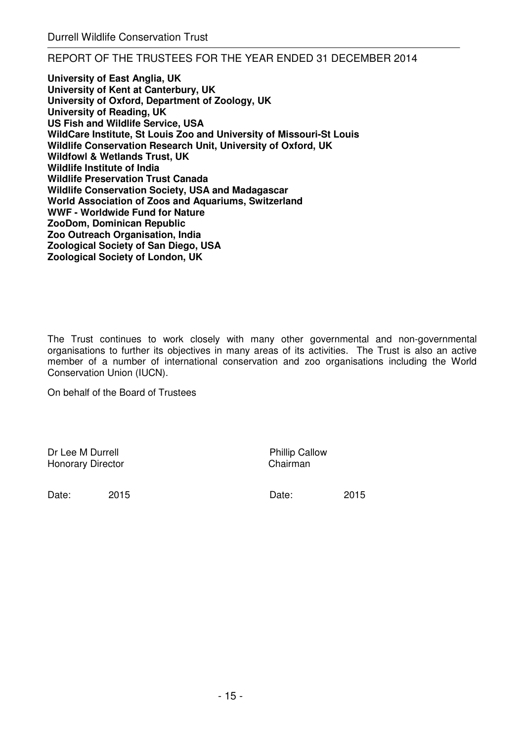**University of East Anglia, UK**
**University of Kent at Canterbury, UK**
**University of Oxford, Department of Zoology, UK**
**University of Reading, UK**
**US Fish and Wildlife Service, USA**
**WildCare Institute, St Louis Zoo and University of Missouri-St Louis**
**Wildlife Conservation Research Unit, University of Oxford, UK**
**Wildfowl & Wetlands Trust, UK**
**Wildlife Institute of India**
**Wildlife Preservation Trust Canada**
**Wildlife Conservation Society, USA and Madagascar**
**World Association of Zoos and Aquariums, Switzerland**
**WWF - Worldwide Fund for Nature**
**ZooDom, Dominican Republic**
**Zoo Outreach Organisation, India**
**Zoological Society of San Diego, USA**
**Zoological Society of London, UK**

The Trust continues to work closely with many other governmental and non-governmental organisations to further its objectives in many areas of its activities. The Trust is also an active member of a number of international conservation and zoo organisations including the World Conservation Union (IUCN).

On behalf of the Board of Trustees

Dr Lee M Durrell
Honorary Director

Date: 2015

Phillip Callow
Chairman

Date: 2015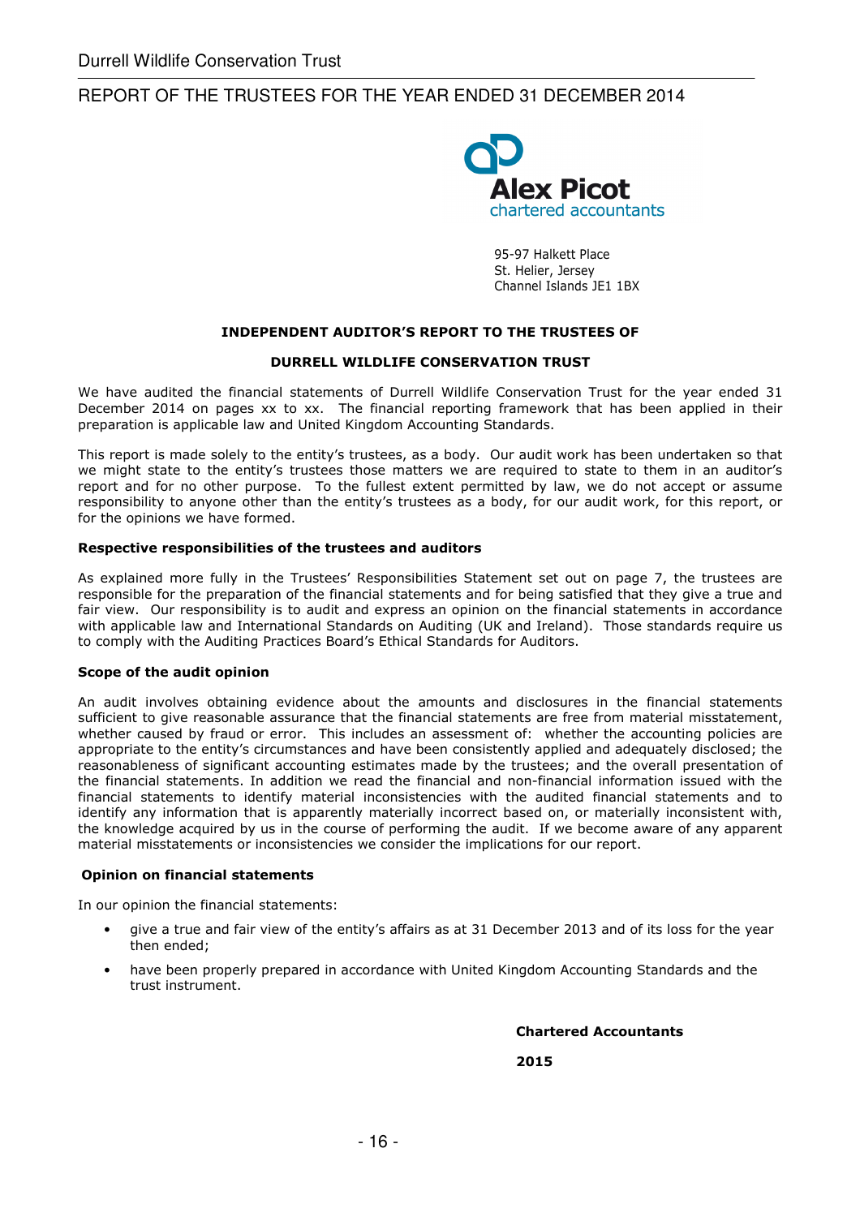Alex Picot
chartered accountants

95-97 Halkett Place
St. Helier, Jersey
Channel Islands JE1 1BX

**INDEPENDENT AUDITOR'S REPORT TO THE TRUSTEES OF**

**DURRELL WILDLIFE CONSERVATION TRUST**

We have audited the financial statements of Durrell Wildlife Conservation Trust for the year ended 31 December 2014 on pages xx to xx. The financial reporting framework that has been applied in their preparation is applicable law and United Kingdom Accounting Standards.

This report is made solely to the entity's trustees, as a body. Our audit work has been undertaken so that we might state to the entity's trustees those matters we are required to state to them in an auditor's report and for no other purpose. To the fullest extent permitted by law, we do not accept or assume responsibility to anyone other than the entity's trustees as a body, for our audit work, for this report, or for the opinions we have formed.

**Respective responsibilities of the trustees and auditors**

As explained more fully in the Trustees' Responsibilities Statement set out on page 7, the trustees are responsible for the preparation of the financial statements and for being satisfied that they give a true and fair view. Our responsibility is to audit and express an opinion on the financial statements in accordance with applicable law and International Standards on Auditing (UK and Ireland). Those standards require us to comply with the Auditing Practices Board's Ethical Standards for Auditors.

**Scope of the audit opinion**

An audit involves obtaining evidence about the amounts and disclosures in the financial statements sufficient to give reasonable assurance that the financial statements are free from material misstatement, whether caused by fraud or error. This includes an assessment of: whether the accounting policies are appropriate to the entity's circumstances and have been consistently applied and adequately disclosed; the reasonableness of significant accounting estimates made by the trustees; and the overall presentation of the financial statements. In addition we read the financial and non-financial information issued with the financial statements to identify material inconsistencies with the audited financial statements and to identify any information that is apparently materially incorrect based on, or materially inconsistent with, the knowledge acquired by us in the course of performing the audit. If we become aware of any apparent material misstatements or inconsistencies we consider the implications for our report.

**Opinion on financial statements**

In our opinion the financial statements:

- give a true and fair view of the entity's affairs as at 31 December 2013 and of its loss for the year then ended;
- have been properly prepared in accordance with United Kingdom Accounting Standards and the trust instrument.

**Chartered Accountants**

**2015**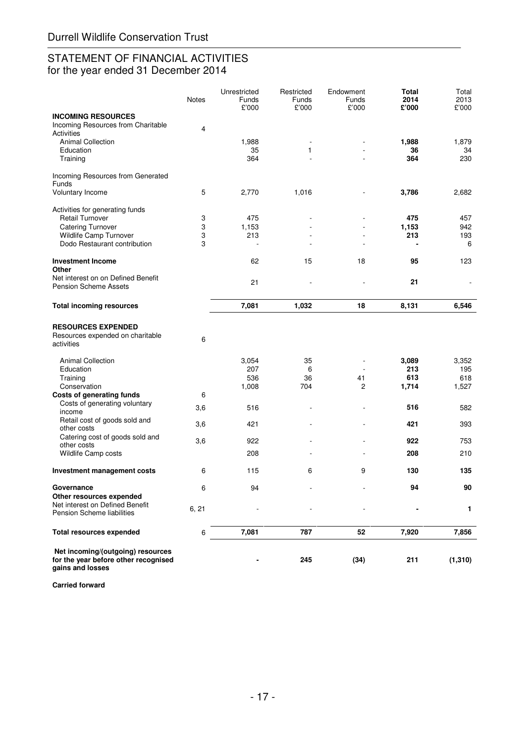# Durrell Wildlife Conservation Trust

## STATEMENT OF FINANCIAL ACTIVITIES
for the year ended 31 December 2014

| | Notes | Unrestricted Funds £'000 | Restricted Funds £'000 | Endowment Funds £'000 | **Total 2014 £'000** | Total 2013 £'000 |
|---|---|---|---|---|---|---|
| **INCOMING RESOURCES** | | | | | | |
| Incoming Resources from Charitable Activities | 4 | | | | | |
| Animal Collection | | 1,988 | - | - | **1,988** | 1,879 |
| Education | | 35 | 1 | - | **36** | 34 |
| Training | | 364 | - | - | **364** | 230 |
| Incoming Resources from Generated Funds | | | | | | |
| Voluntary Income | 5 | 2,770 | 1,016 | - | **3,786** | 2,682 |
| Activities for generating funds | | | | | | |
| Retail Turnover | 3 | 475 | - | - | **475** | 457 |
| Catering Turnover | 3 | 1,153 | - | - | **1,153** | 942 |
| Wildlife Camp Turnover | 3 | 213 | - | - | **213** | 193 |
| Dodo Restaurant contribution | 3 | - | - | - | **-** | 6 |
| **Investment Income** | | 62 | 15 | 18 | **95** | 123 |
| **Other** | | | | | | |
| Net interest on on Defined Benefit Pension Scheme Assets | | 21 | - | - | **21** | - |
| **Total incoming resources** | | **7,081** | **1,032** | **18** | **8,131** | **6,546** |
| **RESOURCES EXPENDED** | | | | | | |
| Resources expended on charitable activities | 6 | | | | | |
| Animal Collection | | 3,054 | 35 | - | **3,089** | 3,352 |
| Education | | 207 | 6 | - | **213** | 195 |
| Training | | 536 | 36 | 41 | **613** | 618 |
| Conservation | | 1,008 | 704 | 2 | **1,714** | 1,527 |
| **Costs of generating funds** | 6 | | | | | |
| Costs of generating voluntary income | 3,6 | 516 | - | - | **516** | 582 |
| Retail cost of goods sold and other costs | 3,6 | 421 | - | - | **421** | 393 |
| Catering cost of goods sold and other costs | 3,6 | 922 | - | - | **922** | 753 |
| Wildlife Camp costs | | 208 | - | - | **208** | 210 |
| **Investment management costs** | 6 | 115 | 6 | 9 | **130** | **135** |
| **Governance** | 6 | 94 | - | - | **94** | **90** |
| **Other resources expended** | | | | | | |
| Net interest on Defined Benefit Pension Scheme liabilities | 6, 21 | - | - | - | **-** | **1** |
| **Total resources expended** | 6 | **7,081** | **787** | **52** | **7,920** | **7,856** |
| **Net incoming/(outgoing) resources for the year before other recognised gains and losses** | | **-** | **245** | **(34)** | **211** | **(1,310)** |

**Carried forward**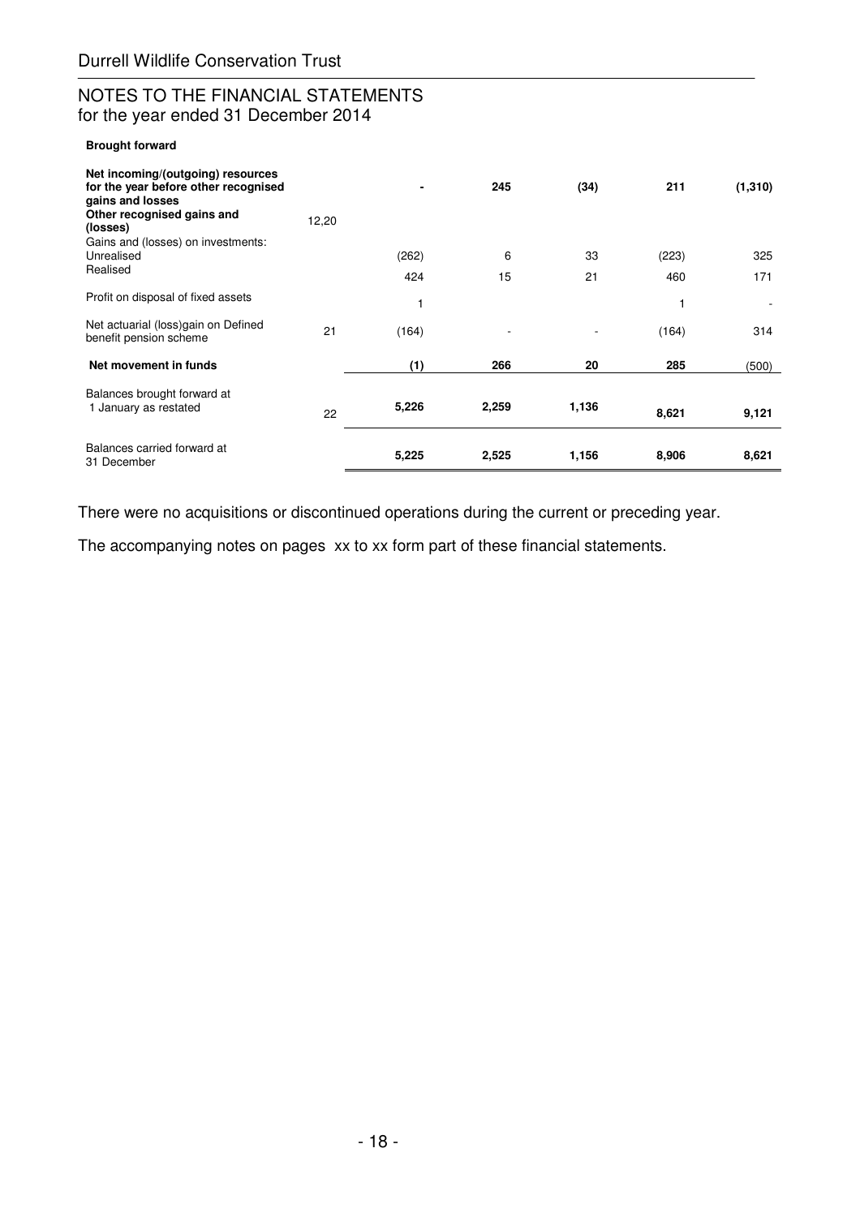Durrell Wildlife Conservation Trust

## NOTES TO THE FINANCIAL STATEMENTS
for the year ended 31 December 2014

**Brought forward**

| | | | | | | |
|---|---|---|---|---|---|---|
| **Net incoming/(outgoing) resources for the year before other recognised gains and losses** | | **-** | **245** | **(34)** | **211** | **(1,310)** |
| **Other recognised gains and (losses)** | 12,20 | | | | | |
| Gains and (losses) on investments: | | | | | | |
| Unrealised | | (262) | 6 | 33 | (223) | 325 |
| Realised | | 424 | 15 | 21 | 460 | 171 |
| Profit on disposal of fixed assets | | 1 | | | 1 | - |
| Net actuarial (loss)gain on Defined benefit pension scheme | 21 | (164) | - | - | (164) | 314 |
| **Net movement in funds** | | **(1)** | **266** | **20** | **285** | (500) |
| Balances brought forward at 1 January as restated | 22 | **5,226** | **2,259** | **1,136** | **8,621** | **9,121** |
| Balances carried forward at 31 December | | **5,225** | **2,525** | **1,156** | **8,906** | **8,621** |

There were no acquisitions or discontinued operations during the current or preceding year.

The accompanying notes on pages xx to xx form part of these financial statements.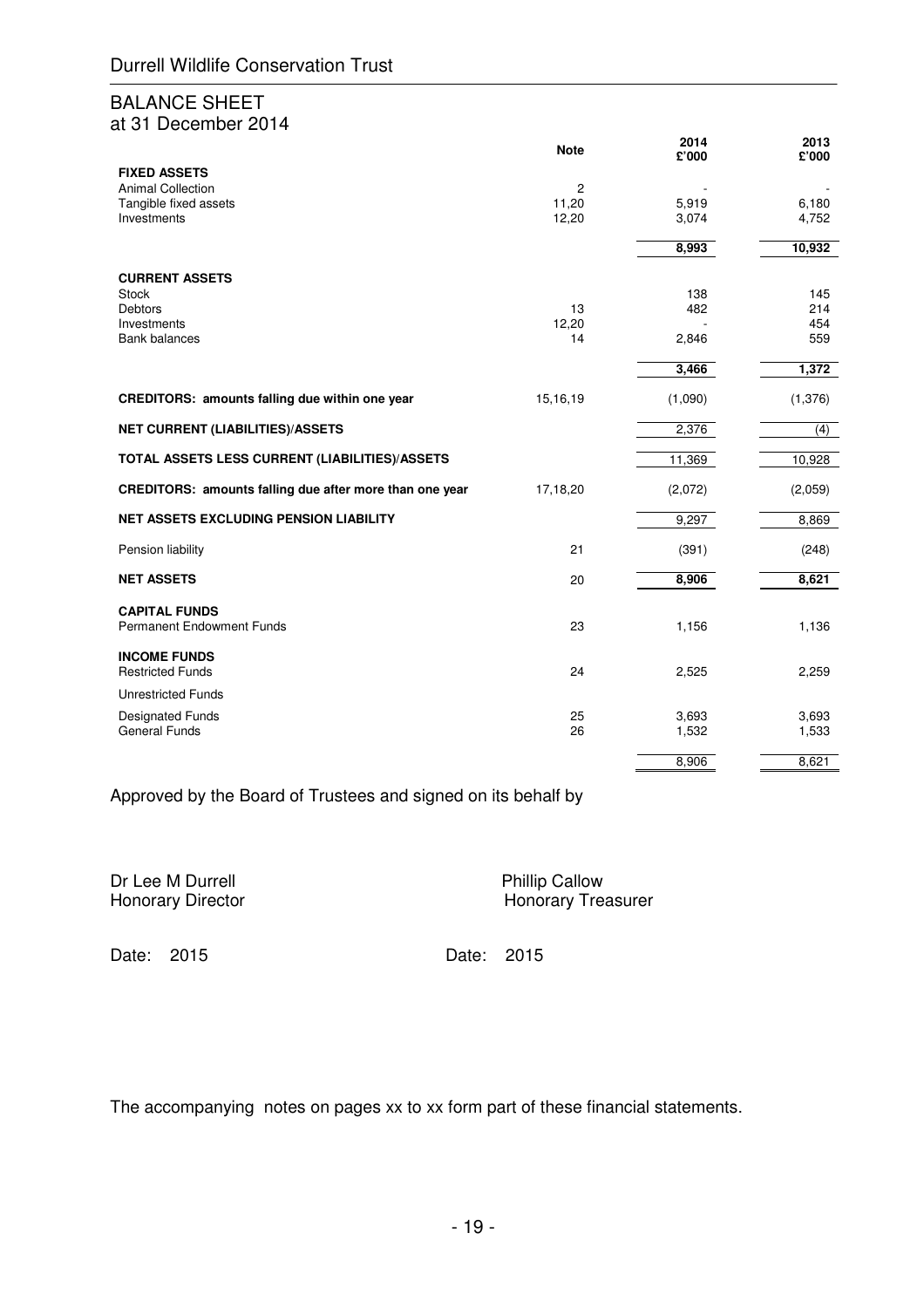# Durrell Wildlife Conservation Trust

## BALANCE SHEET
at 31 December 2014

| | Note | 2014 £'000 | 2013 £'000 |
|---|---|---|---|
| **FIXED ASSETS** | | | |
| Animal Collection | 2 | - | - |
| Tangible fixed assets | 11,20 | 5,919 | 6,180 |
| Investments | 12,20 | 3,074 | 4,752 |
| | | **8,993** | **10,932** |
| **CURRENT ASSETS** | | | |
| Stock | | 138 | 145 |
| Debtors | 13 | 482 | 214 |
| Investments | 12,20 | - | 454 |
| Bank balances | 14 | 2,846 | 559 |
| | | **3,466** | **1,372** |
| **CREDITORS: amounts falling due within one year** | 15,16,19 | (1,090) | (1,376) |
| **NET CURRENT (LIABILITIES)/ASSETS** | | 2,376 | (4) |
| **TOTAL ASSETS LESS CURRENT (LIABILITIES)/ASSETS** | | 11,369 | 10,928 |
| **CREDITORS: amounts falling due after more than one year** | 17,18,20 | (2,072) | (2,059) |
| **NET ASSETS EXCLUDING PENSION LIABILITY** | | 9,297 | 8,869 |
| Pension liability | 21 | (391) | (248) |
| **NET ASSETS** | 20 | **8,906** | **8,621** |
| **CAPITAL FUNDS** | | | |
| Permanent Endowment Funds | 23 | 1,156 | 1,136 |
| **INCOME FUNDS** | | | |
| Restricted Funds | 24 | 2,525 | 2,259 |
| Unrestricted Funds | | | |
| Designated Funds | 25 | 3,693 | 3,693 |
| General Funds | 26 | 1,532 | 1,533 |
| | | 8,906 | 8,621 |

Approved by the Board of Trustees and signed on its behalf by

Dr Lee M Durrell
Honorary Director

Phillip Callow
Honorary Treasurer

Date: 2015

Date: 2015

The accompanying notes on pages xx to xx form part of these financial statements.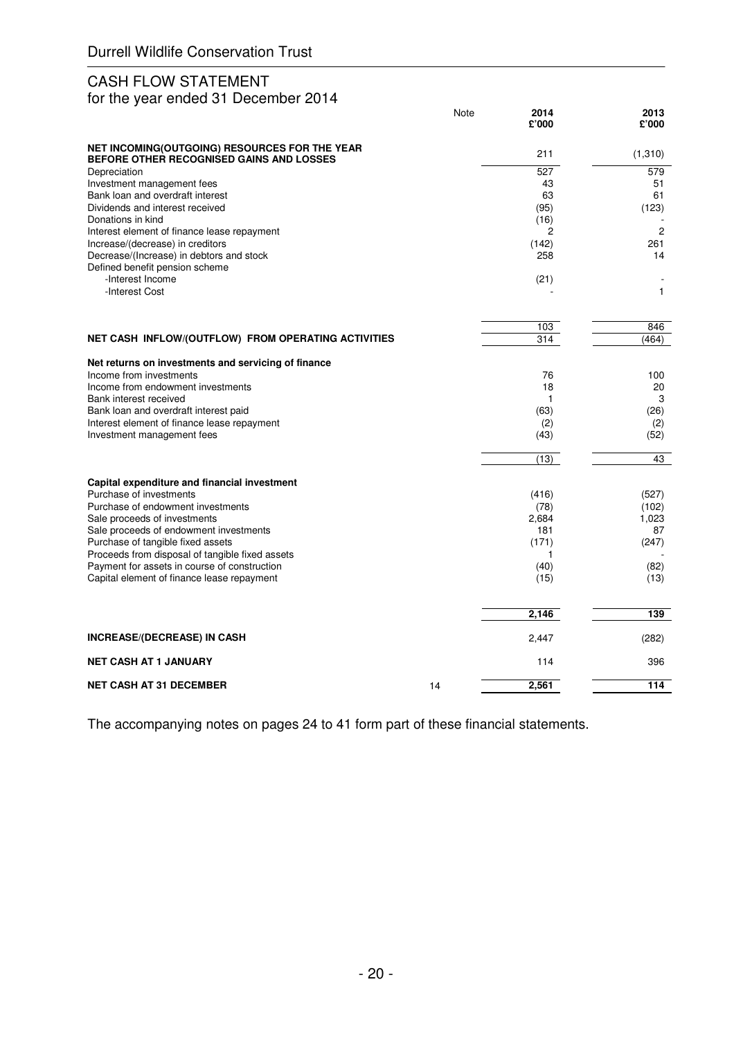Durrell Wildlife Conservation Trust

# CASH FLOW STATEMENT

for the year ended 31 December 2014

| | Note | 2014 £'000 | 2013 £'000 |
|---|---|---|---|
| **NET INCOMING(OUTGOING) RESOURCES FOR THE YEAR BEFORE OTHER RECOGNISED GAINS AND LOSSES** | | 211 | (1,310) |
| Depreciation | | 527 | 579 |
| Investment management fees | | 43 | 51 |
| Bank loan and overdraft interest | | 63 | 61 |
| Dividends and interest received | | (95) | (123) |
| Donations in kind | | (16) | - |
| Interest element of finance lease repayment | | 2 | 2 |
| Increase/(decrease) in creditors | | (142) | 261 |
| Decrease/(Increase) in debtors and stock | | 258 | 14 |
| Defined benefit pension scheme | | | |
| -Interest Income | | (21) | - |
| -Interest Cost | | - | 1 |
| | | 103 | 846 |
| **NET CASH INFLOW/(OUTFLOW) FROM OPERATING ACTIVITIES** | | 314 | (464) |
| **Net returns on investments and servicing of finance** | | | |
| Income from investments | | 76 | 100 |
| Income from endowment investments | | 18 | 20 |
| Bank interest received | | 1 | 3 |
| Bank loan and overdraft interest paid | | (63) | (26) |
| Interest element of finance lease repayment | | (2) | (2) |
| Investment management fees | | (43) | (52) |
| | | (13) | 43 |
| **Capital expenditure and financial investment** | | | |
| Purchase of investments | | (416) | (527) |
| Purchase of endowment investments | | (78) | (102) |
| Sale proceeds of investments | | 2,684 | 1,023 |
| Sale proceeds of endowment investments | | 181 | 87 |
| Purchase of tangible fixed assets | | (171) | (247) |
| Proceeds from disposal of tangible fixed assets | | 1 | - |
| Payment for assets in course of construction | | (40) | (82) |
| Capital element of finance lease repayment | | (15) | (13) |
| | | **2,146** | **139** |
| **INCREASE/(DECREASE) IN CASH** | | 2,447 | (282) |
| **NET CASH AT 1 JANUARY** | | 114 | 396 |
| **NET CASH AT 31 DECEMBER** | 14 | **2,561** | **114** |

The accompanying notes on pages 24 to 41 form part of these financial statements.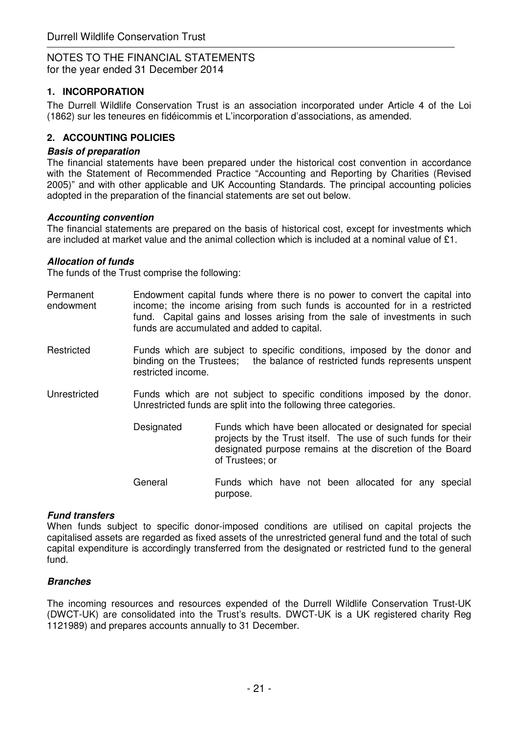Durrell Wildlife Conservation Trust

NOTES TO THE FINANCIAL STATEMENTS
for the year ended 31 December 2014

## 1. INCORPORATION

The Durrell Wildlife Conservation Trust is an association incorporated under Article 4 of the Loi (1862) sur les teneures en fidéicommis et L'incorporation d'associations, as amended.

## 2. ACCOUNTING POLICIES

***Basis of preparation***

The financial statements have been prepared under the historical cost convention in accordance with the Statement of Recommended Practice "Accounting and Reporting by Charities (Revised 2005)" and with other applicable and UK Accounting Standards. The principal accounting policies adopted in the preparation of the financial statements are set out below.

***Accounting convention***

The financial statements are prepared on the basis of historical cost, except for investments which are included at market value and the animal collection which is included at a nominal value of £1.

***Allocation of funds***

The funds of the Trust comprise the following:

Permanent endowment — Endowment capital funds where there is no power to convert the capital into income; the income arising from such funds is accounted for in a restricted fund. Capital gains and losses arising from the sale of investments in such funds are accumulated and added to capital.

Restricted — Funds which are subject to specific conditions, imposed by the donor and binding on the Trustees; the balance of restricted funds represents unspent restricted income.

Unrestricted — Funds which are not subject to specific conditions imposed by the donor. Unrestricted funds are split into the following three categories.

- Designated — Funds which have been allocated or designated for special projects by the Trust itself. The use of such funds for their designated purpose remains at the discretion of the Board of Trustees; or
- General — Funds which have not been allocated for any special purpose.

***Fund transfers***

When funds subject to specific donor-imposed conditions are utilised on capital projects the capitalised assets are regarded as fixed assets of the unrestricted general fund and the total of such capital expenditure is accordingly transferred from the designated or restricted fund to the general fund.

***Branches***

The incoming resources and resources expended of the Durrell Wildlife Conservation Trust-UK (DWCT-UK) are consolidated into the Trust's results. DWCT-UK is a UK registered charity Reg 1121989) and prepares accounts annually to 31 December.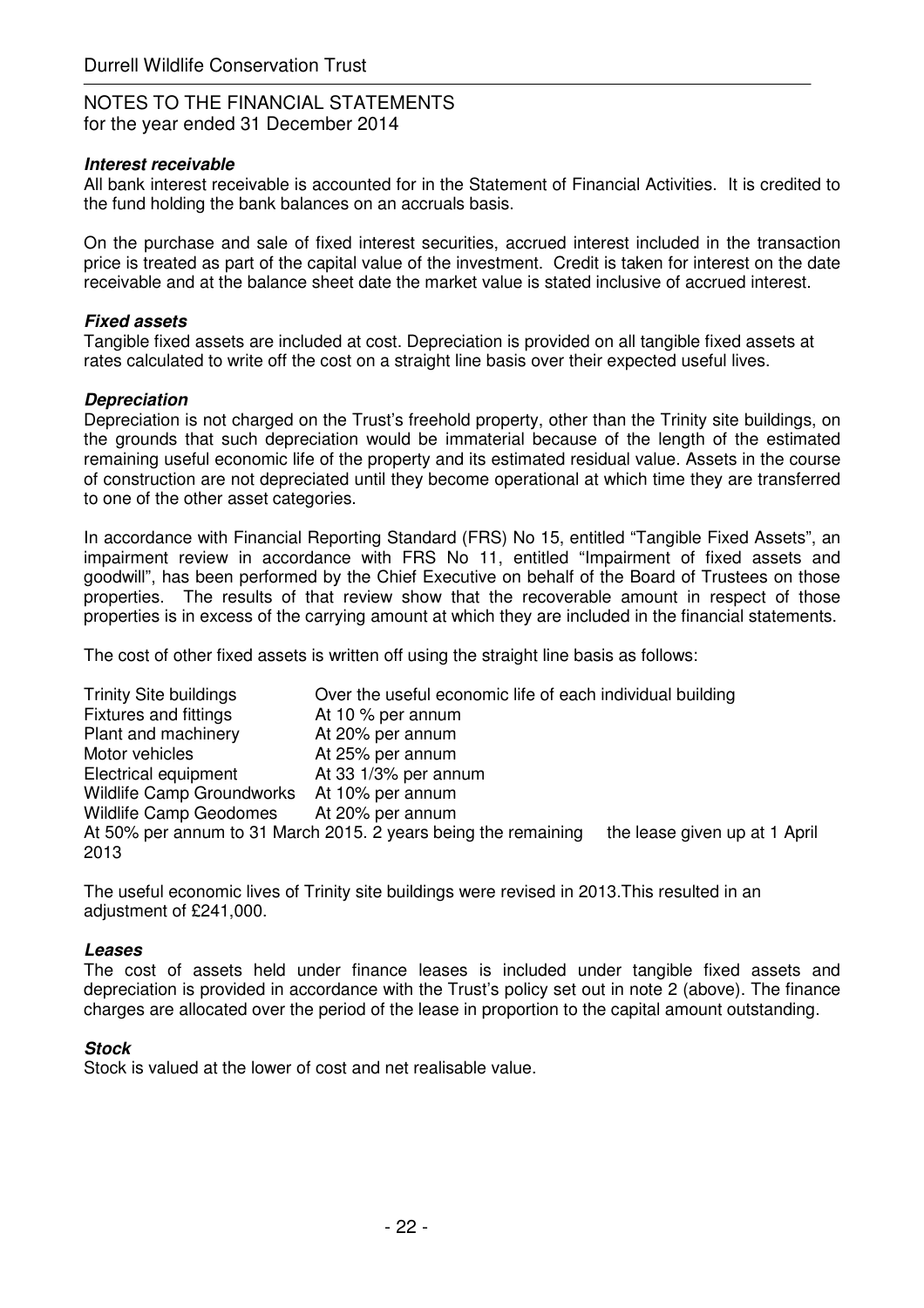Durrell Wildlife Conservation Trust

NOTES TO THE FINANCIAL STATEMENTS
for the year ended 31 December 2014

***Interest receivable***
All bank interest receivable is accounted for in the Statement of Financial Activities. It is credited to the fund holding the bank balances on an accruals basis.

On the purchase and sale of fixed interest securities, accrued interest included in the transaction price is treated as part of the capital value of the investment. Credit is taken for interest on the date receivable and at the balance sheet date the market value is stated inclusive of accrued interest.

***Fixed assets***
Tangible fixed assets are included at cost. Depreciation is provided on all tangible fixed assets at rates calculated to write off the cost on a straight line basis over their expected useful lives.

***Depreciation***
Depreciation is not charged on the Trust's freehold property, other than the Trinity site buildings, on the grounds that such depreciation would be immaterial because of the length of the estimated remaining useful economic life of the property and its estimated residual value. Assets in the course of construction are not depreciated until they become operational at which time they are transferred to one of the other asset categories.

In accordance with Financial Reporting Standard (FRS) No 15, entitled "Tangible Fixed Assets", an impairment review in accordance with FRS No 11, entitled "Impairment of fixed assets and goodwill", has been performed by the Chief Executive on behalf of the Board of Trustees on those properties. The results of that review show that the recoverable amount in respect of those properties is in excess of the carrying amount at which they are included in the financial statements.

The cost of other fixed assets is written off using the straight line basis as follows:

| | |
|---|---|
| Trinity Site buildings | Over the useful economic life of each individual building |
| Fixtures and fittings | At 10 % per annum |
| Plant and machinery | At 20% per annum |
| Motor vehicles | At 25% per annum |
| Electrical equipment | At 33 1/3% per annum |
| Wildlife Camp Groundworks | At 10% per annum |
| Wildlife Camp Geodomes | At 20% per annum |

At 50% per annum to 31 March 2015. 2 years being the remaining the lease given up at 1 April 2013

The useful economic lives of Trinity site buildings were revised in 2013.This resulted in an adjustment of £241,000.

***Leases***
The cost of assets held under finance leases is included under tangible fixed assets and depreciation is provided in accordance with the Trust's policy set out in note 2 (above). The finance charges are allocated over the period of the lease in proportion to the capital amount outstanding.

***Stock***
Stock is valued at the lower of cost and net realisable value.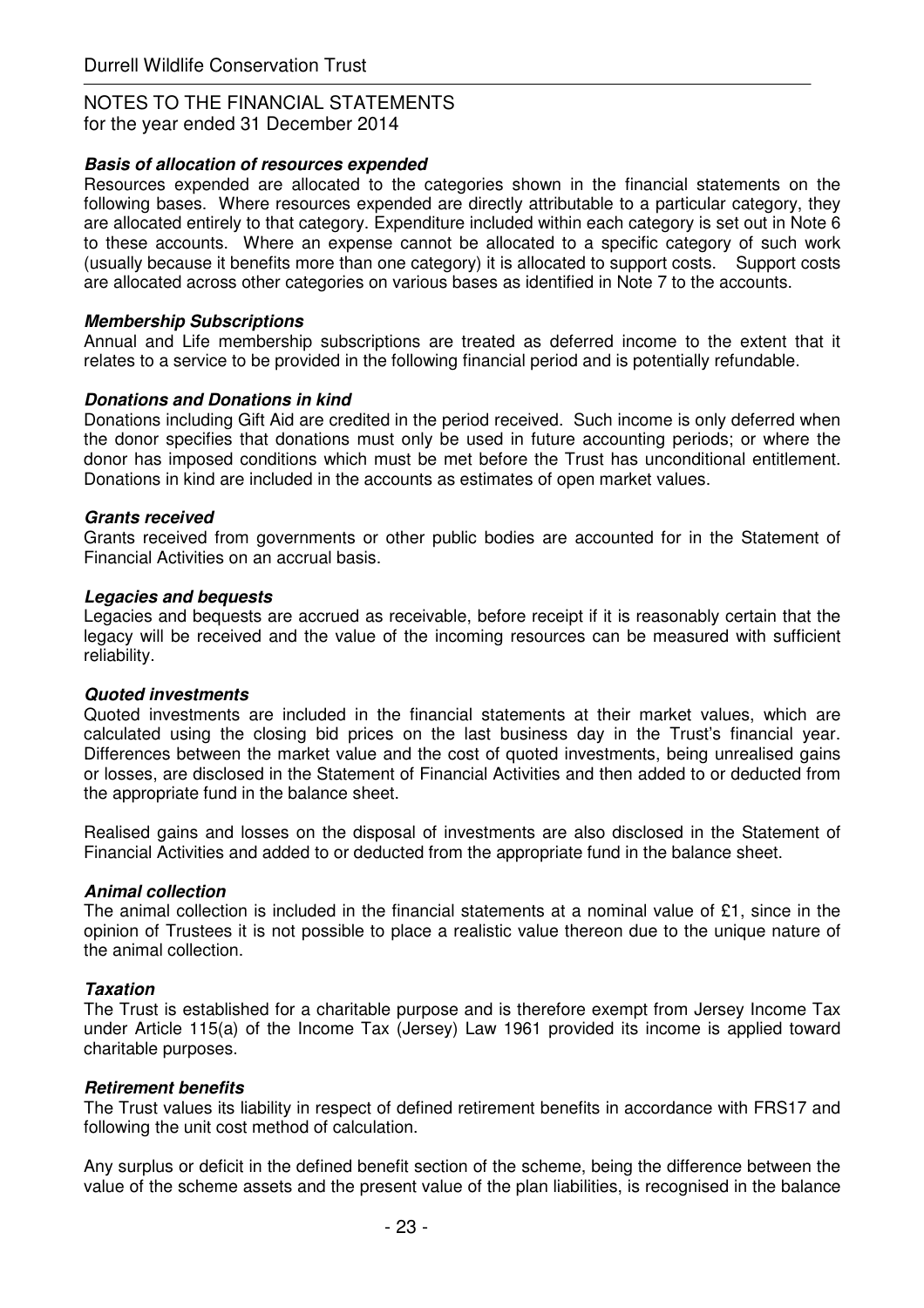### *Basis of allocation of resources expended*

Resources expended are allocated to the categories shown in the financial statements on the following bases. Where resources expended are directly attributable to a particular category, they are allocated entirely to that category. Expenditure included within each category is set out in Note 6 to these accounts. Where an expense cannot be allocated to a specific category of such work (usually because it benefits more than one category) it is allocated to support costs. Support costs are allocated across other categories on various bases as identified in Note 7 to the accounts.

### *Membership Subscriptions*

Annual and Life membership subscriptions are treated as deferred income to the extent that it relates to a service to be provided in the following financial period and is potentially refundable.

### *Donations and Donations in kind*

Donations including Gift Aid are credited in the period received. Such income is only deferred when the donor specifies that donations must only be used in future accounting periods; or where the donor has imposed conditions which must be met before the Trust has unconditional entitlement. Donations in kind are included in the accounts as estimates of open market values.

### *Grants received*

Grants received from governments or other public bodies are accounted for in the Statement of Financial Activities on an accrual basis.

### *Legacies and bequests*

Legacies and bequests are accrued as receivable, before receipt if it is reasonably certain that the legacy will be received and the value of the incoming resources can be measured with sufficient reliability.

### *Quoted investments*

Quoted investments are included in the financial statements at their market values, which are calculated using the closing bid prices on the last business day in the Trust's financial year. Differences between the market value and the cost of quoted investments, being unrealised gains or losses, are disclosed in the Statement of Financial Activities and then added to or deducted from the appropriate fund in the balance sheet.

Realised gains and losses on the disposal of investments are also disclosed in the Statement of Financial Activities and added to or deducted from the appropriate fund in the balance sheet.

### *Animal collection*

The animal collection is included in the financial statements at a nominal value of £1, since in the opinion of Trustees it is not possible to place a realistic value thereon due to the unique nature of the animal collection.

### *Taxation*

The Trust is established for a charitable purpose and is therefore exempt from Jersey Income Tax under Article 115(a) of the Income Tax (Jersey) Law 1961 provided its income is applied toward charitable purposes.

### *Retirement benefits*

The Trust values its liability in respect of defined retirement benefits in accordance with FRS17 and following the unit cost method of calculation.

Any surplus or deficit in the defined benefit section of the scheme, being the difference between the value of the scheme assets and the present value of the plan liabilities, is recognised in the balance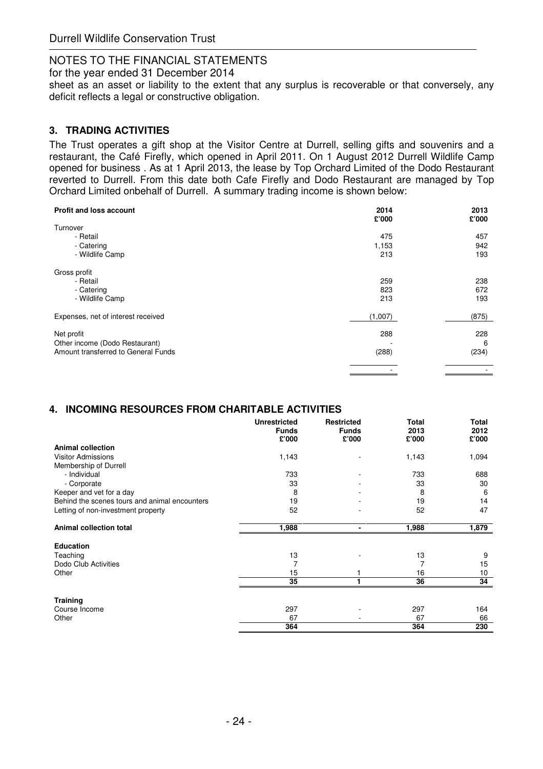sheet as an asset or liability to the extent that any surplus is recoverable or that conversely, any deficit reflects a legal or constructive obligation.

## 3. TRADING ACTIVITIES

The Trust operates a gift shop at the Visitor Centre at Durrell, selling gifts and souvenirs and a restaurant, the Café Firefly, which opened in April 2011. On 1 August 2012 Durrell Wildlife Camp opened for business . As at 1 April 2013, the lease by Top Orchard Limited of the Dodo Restaurant reverted to Durrell. From this date both Cafe Firefly and Dodo Restaurant are managed by Top Orchard Limited onbehalf of Durrell. A summary trading income is shown below:

| **Profit and loss account** | **2014 £'000** | **2013 £'000** |
|---|---|---|
| Turnover | | |
| - Retail | 475 | 457 |
| - Catering | 1,153 | 942 |
| - Wildlife Camp | 213 | 193 |
| Gross profit | | |
| - Retail | 259 | 238 |
| - Catering | 823 | 672 |
| - Wildlife Camp | 213 | 193 |
| Expenses, net of interest received | (1,007) | (875) |
| Net profit | 288 | 228 |
| Other income (Dodo Restaurant) | - | 6 |
| Amount transferred to General Funds | (288) | (234) |
| | - | - |

## 4. INCOMING RESOURCES FROM CHARITABLE ACTIVITIES

| | **Unrestricted Funds £'000** | **Restricted Funds £'000** | **Total 2013 £'000** | **Total 2012 £'000** |
|---|---|---|---|---|
| **Animal collection** | | | | |
| Visitor Admissions | 1,143 | - | 1,143 | 1,094 |
| Membership of Durrell | | | | |
| - Individual | 733 | - | 733 | 688 |
| - Corporate | 33 | - | 33 | 30 |
| Keeper and vet for a day | 8 | - | 8 | 6 |
| Behind the scenes tours and animal encounters | 19 | - | 19 | 14 |
| Letting of non-investment property | 52 | - | 52 | 47 |
| **Animal collection total** | **1,988** | **-** | **1,988** | **1,879** |
| **Education** | | | | |
| Teaching | 13 | - | 13 | 9 |
| Dodo Club Activities | 7 | | 7 | 15 |
| Other | 15 | 1 | 16 | 10 |
| | **35** | **1** | **36** | **34** |
| **Training** | | | | |
| Course Income | 297 | - | 297 | 164 |
| Other | 67 | - | 67 | 66 |
| | **364** | | **364** | **230** |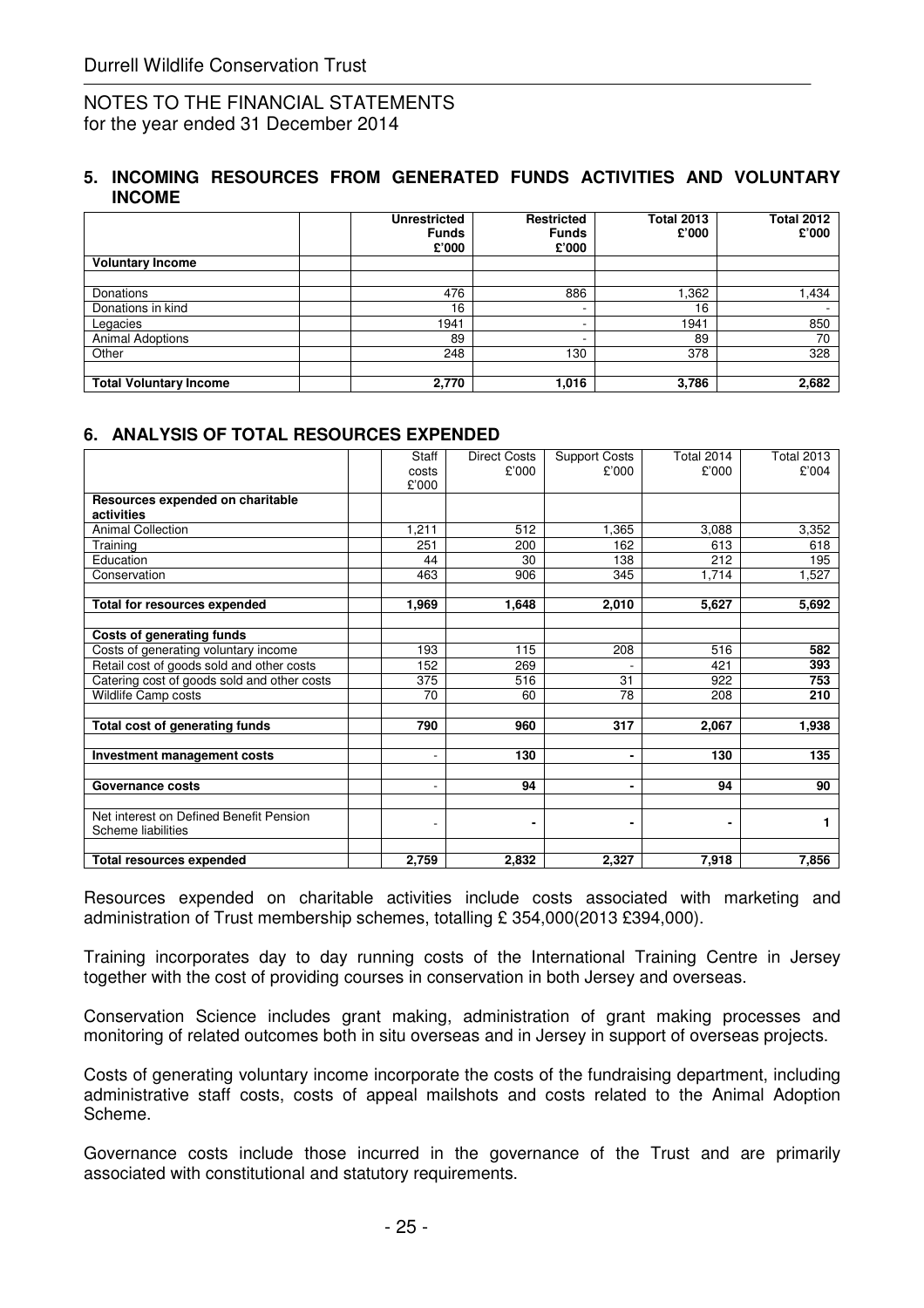Durrell Wildlife Conservation Trust

NOTES TO THE FINANCIAL STATEMENTS
for the year ended 31 December 2014

## 5. INCOMING RESOURCES FROM GENERATED FUNDS ACTIVITIES AND VOLUNTARY INCOME

| | | Unrestricted Funds £'000 | Restricted Funds £'000 | Total 2013 £'000 | Total 2012 £'000 |
|---|---|---|---|---|---|
| **Voluntary Income** | | | | | |
| | | | | | |
| Donations | | 476 | 886 | 1,362 | 1,434 |
| Donations in kind | | 16 | - | 16 | - |
| Legacies | | 1941 | - | 1941 | 850 |
| Animal Adoptions | | 89 | - | 89 | 70 |
| Other | | 248 | 130 | 378 | 328 |
| | | | | | |
| **Total Voluntary Income** | | **2,770** | **1,016** | **3,786** | **2,682** |

## 6. ANALYSIS OF TOTAL RESOURCES EXPENDED

| | | Staff costs £'000 | Direct Costs £'000 | Support Costs £'000 | Total 2014 £'000 | Total 2013 £'004 |
|---|---|---|---|---|---|---|
| **Resources expended on charitable activities** | | | | | | |
| Animal Collection | | 1,211 | 512 | 1,365 | 3,088 | 3,352 |
| Training | | 251 | 200 | 162 | 613 | 618 |
| Education | | 44 | 30 | 138 | 212 | 195 |
| Conservation | | 463 | 906 | 345 | 1,714 | 1,527 |
| | | | | | | |
| **Total for resources expended** | | **1,969** | **1,648** | **2,010** | **5,627** | **5,692** |
| | | | | | | |
| **Costs of generating funds** | | | | | | |
| Costs of generating voluntary income | | 193 | 115 | 208 | 516 | **582** |
| Retail cost of goods sold and other costs | | 152 | 269 | - | 421 | **393** |
| Catering cost of goods sold and other costs | | 375 | 516 | 31 | 922 | **753** |
| Wildlife Camp costs | | 70 | 60 | 78 | 208 | **210** |
| | | | | | | |
| **Total cost of generating funds** | | **790** | **960** | **317** | **2,067** | **1,938** |
| | | | | | | |
| **Investment management costs** | | - | **130** | **-** | **130** | **135** |
| | | | | | | |
| **Governance costs** | | - | **94** | **-** | **94** | **90** |
| | | | | | | |
| Net interest on Defined Benefit Pension Scheme liabilities | | - | **-** | **-** | **-** | **1** |
| | | | | | | |
| **Total resources expended** | | **2,759** | **2,832** | **2,327** | **7,918** | **7,856** |

Resources expended on charitable activities include costs associated with marketing and administration of Trust membership schemes, totalling £ 354,000(2013 £394,000).

Training incorporates day to day running costs of the International Training Centre in Jersey together with the cost of providing courses in conservation in both Jersey and overseas.

Conservation Science includes grant making, administration of grant making processes and monitoring of related outcomes both in situ overseas and in Jersey in support of overseas projects.

Costs of generating voluntary income incorporate the costs of the fundraising department, including administrative staff costs, costs of appeal mailshots and costs related to the Animal Adoption Scheme.

Governance costs include those incurred in the governance of the Trust and are primarily associated with constitutional and statutory requirements.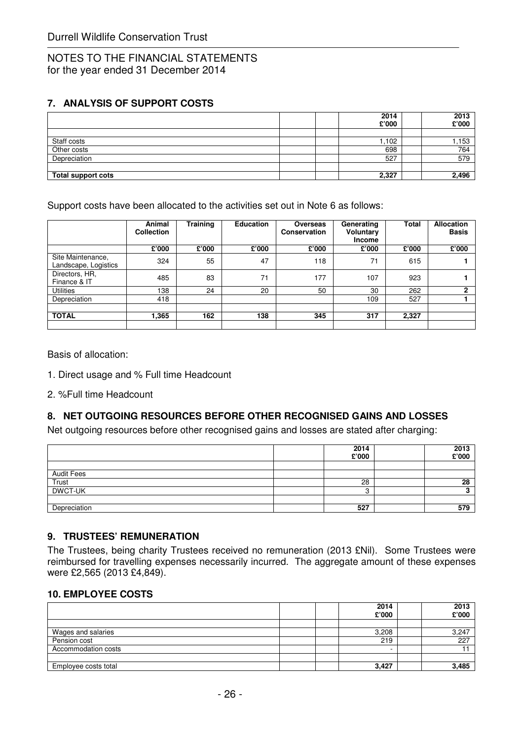Durrell Wildlife Conservation Trust

NOTES TO THE FINANCIAL STATEMENTS
for the year ended 31 December 2014

## 7. ANALYSIS OF SUPPORT COSTS

| | 2014 £'000 | 2013 £'000 |
|---|---|---|
| Staff costs | 1,102 | 1,153 |
| Other costs | 698 | 764 |
| Depreciation | 527 | 579 |
| **Total support cots** | **2,327** | **2,496** |

Support costs have been allocated to the activities set out in Note 6 as follows:

| | Animal Collection | Training | Education | Overseas Conservation | Generating Voluntary Income | Total | Allocation Basis |
|---|---|---|---|---|---|---|---|
| | £'000 | £'000 | £'000 | £'000 | £'000 | £'000 | £'000 |
| Site Maintenance, Landscape, Logistics | 324 | 55 | 47 | 118 | 71 | 615 | 1 |
| Directors, HR, Finance & IT | 485 | 83 | 71 | 177 | 107 | 923 | 1 |
| Utilities | 138 | 24 | 20 | 50 | 30 | 262 | 2 |
| Depreciation | 418 | | | | 109 | 527 | 1 |
| **TOTAL** | **1,365** | **162** | **138** | **345** | **317** | **2,327** | |

Basis of allocation:

1. Direct usage and % Full time Headcount

2. %Full time Headcount

## 8. NET OUTGOING RESOURCES BEFORE OTHER RECOGNISED GAINS AND LOSSES

Net outgoing resources before other recognised gains and losses are stated after charging:

| | 2014 £'000 | 2013 £'000 |
|---|---|---|
| Audit Fees | | |
| Trust | 28 | **28** |
| DWCT-UK | 3 | **3** |
| Depreciation | **527** | **579** |

## 9. TRUSTEES' REMUNERATION

The Trustees, being charity Trustees received no remuneration (2013 £Nil). Some Trustees were reimbursed for travelling expenses necessarily incurred. The aggregate amount of these expenses were £2,565 (2013 £4,849).

## 10. EMPLOYEE COSTS

| | 2014 £'000 | 2013 £'000 |
|---|---|---|
| Wages and salaries | 3,208 | 3,247 |
| Pension cost | 219 | 227 |
| Accommodation costs | - | 11 |
| Employee costs total | **3,427** | **3,485** |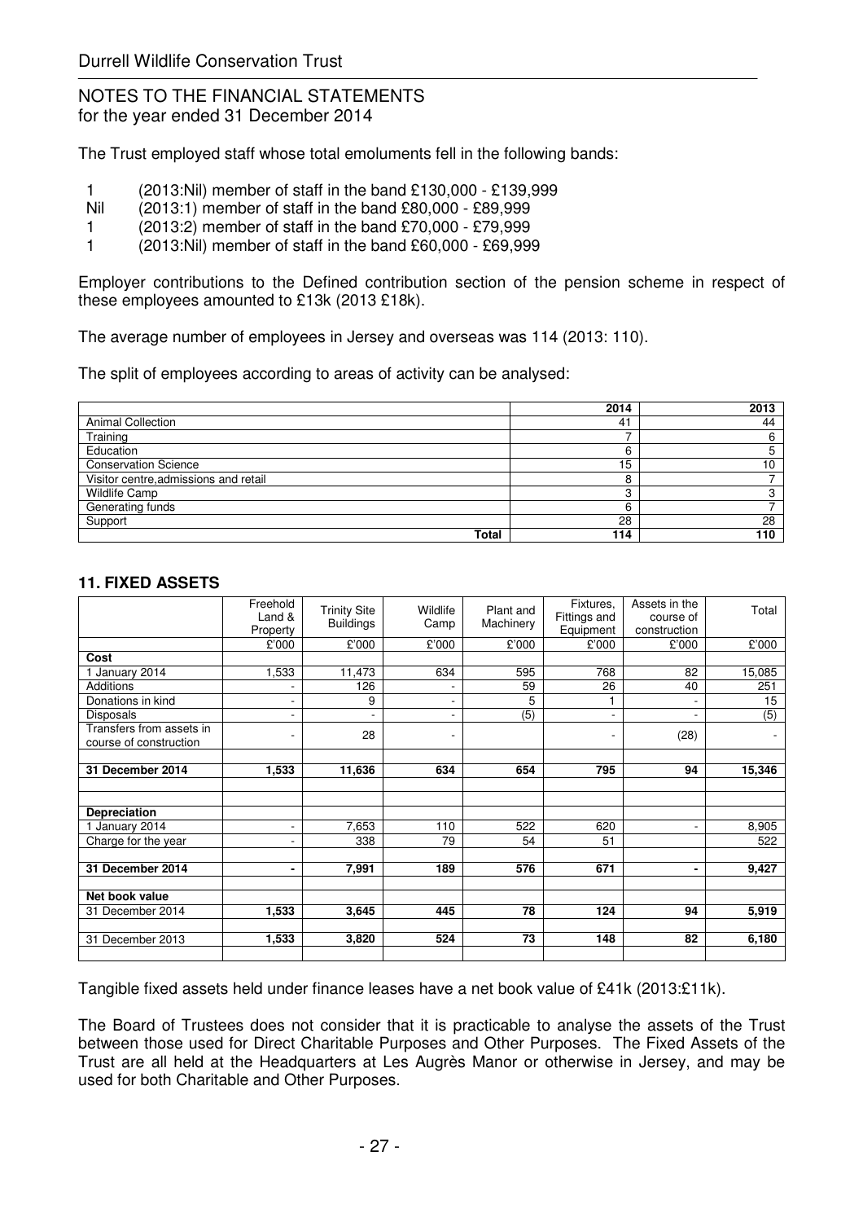The Trust employed staff whose total emoluments fell in the following bands:

- 1 (2013:Nil) member of staff in the band £130,000 - £139,999
- Nil (2013:1) member of staff in the band £80,000 - £89,999
- 1 (2013:2) member of staff in the band £70,000 - £79,999
- 1 (2013:Nil) member of staff in the band £60,000 - £69,999

Employer contributions to the Defined contribution section of the pension scheme in respect of these employees amounted to £13k (2013 £18k).

The average number of employees in Jersey and overseas was 114 (2013: 110).

The split of employees according to areas of activity can be analysed:

| | 2014 | 2013 |
|---|---|---|
| Animal Collection | 41 | 44 |
| Training | 7 | 6 |
| Education | 6 | 5 |
| Conservation Science | 15 | 10 |
| Visitor centre,admissions and retail | 8 | 7 |
| Wildlife Camp | 3 | 3 |
| Generating funds | 6 | 7 |
| Support | 28 | 28 |
| **Total** | **114** | **110** |

## 11. FIXED ASSETS

| | Freehold Land & Property | Trinity Site Buildings | Wildlife Camp | Plant and Machinery | Fixtures, Fittings and Equipment | Assets in the course of construction | Total |
|---|---|---|---|---|---|---|---|
| | £'000 | £'000 | £'000 | £'000 | £'000 | £'000 | £'000 |
| **Cost** | | | | | | | |
| 1 January 2014 | 1,533 | 11,473 | 634 | 595 | 768 | 82 | 15,085 |
| Additions | - | 126 | - | 59 | 26 | 40 | 251 |
| Donations in kind | - | 9 | - | 5 | 1 | - | 15 |
| Disposals | - | - | - | (5) | - | - | (5) |
| Transfers from assets in course of construction | - | 28 | - | | - | (28) | - |
| **31 December 2014** | **1,533** | **11,636** | **634** | **654** | **795** | **94** | **15,346** |
| **Depreciation** | | | | | | | |
| 1 January 2014 | - | 7,653 | 110 | 522 | 620 | - | 8,905 |
| Charge for the year | - | 338 | 79 | 54 | 51 | | 522 |
| **31 December 2014** | **-** | **7,991** | **189** | **576** | **671** | **-** | **9,427** |
| **Net book value** | | | | | | | |
| 31 December 2014 | **1,533** | **3,645** | **445** | **78** | **124** | **94** | **5,919** |
| 31 December 2013 | **1,533** | **3,820** | **524** | **73** | **148** | **82** | **6,180** |

Tangible fixed assets held under finance leases have a net book value of £41k (2013:£11k).

The Board of Trustees does not consider that it is practicable to analyse the assets of the Trust between those used for Direct Charitable Purposes and Other Purposes. The Fixed Assets of the Trust are all held at the Headquarters at Les Augrès Manor or otherwise in Jersey, and may be used for both Charitable and Other Purposes.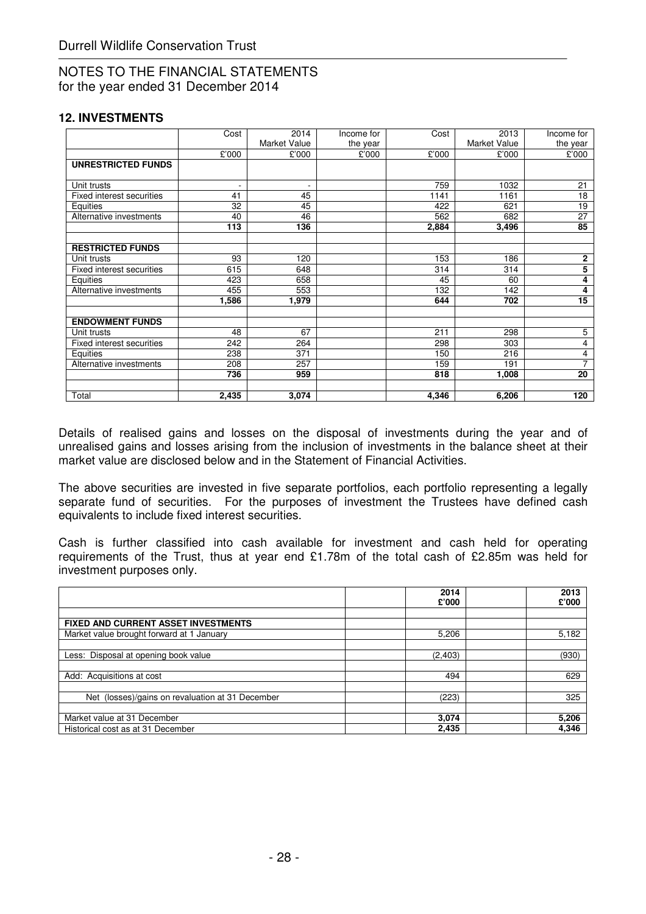## NOTES TO THE FINANCIAL STATEMENTS
for the year ended 31 December 2014

### 12. INVESTMENTS

| | Cost | 2014 Market Value | Income for the year | Cost | 2013 Market Value | Income for the year |
|---|---|---|---|---|---|---|
| | £'000 | £'000 | £'000 | £'000 | £'000 | £'000 |
| **UNRESTRICTED FUNDS** | | | | | | |
| Unit trusts | - | - | | 759 | 1032 | 21 |
| Fixed interest securities | 41 | 45 | | 1141 | 1161 | 18 |
| Equities | 32 | 45 | | 422 | 621 | 19 |
| Alternative investments | 40 | 46 | | 562 | 682 | 27 |
| | **113** | **136** | | **2,884** | **3,496** | **85** |
| **RESTRICTED FUNDS** | | | | | | |
| Unit trusts | 93 | 120 | | 153 | 186 | **2** |
| Fixed interest securities | 615 | 648 | | 314 | 314 | **5** |
| Equities | 423 | 658 | | 45 | 60 | **4** |
| Alternative investments | 455 | 553 | | 132 | 142 | **4** |
| | **1,586** | **1,979** | | **644** | **702** | **15** |
| **ENDOWMENT FUNDS** | | | | | | |
| Unit trusts | 48 | 67 | | 211 | 298 | 5 |
| Fixed interest securities | 242 | 264 | | 298 | 303 | 4 |
| Equities | 238 | 371 | | 150 | 216 | 4 |
| Alternative investments | 208 | 257 | | 159 | 191 | 7 |
| | **736** | **959** | | **818** | **1,008** | **20** |
| Total | **2,435** | **3,074** | | **4,346** | **6,206** | **120** |

Details of realised gains and losses on the disposal of investments during the year and of unrealised gains and losses arising from the inclusion of investments in the balance sheet at their market value are disclosed below and in the Statement of Financial Activities.

The above securities are invested in five separate portfolios, each portfolio representing a legally separate fund of securities. For the purposes of investment the Trustees have defined cash equivalents to include fixed interest securities.

Cash is further classified into cash available for investment and cash held for operating requirements of the Trust, thus at year end £1.78m of the total cash of £2.85m was held for investment purposes only.

| | | 2014 £'000 | | 2013 £'000 |
|---|---|---|---|---|
| **FIXED AND CURRENT ASSET INVESTMENTS** | | | | |
| Market value brought forward at 1 January | | 5,206 | | 5,182 |
| Less: Disposal at opening book value | | (2,403) | | (930) |
| Add: Acquisitions at cost | | 494 | | 629 |
| Net (losses)/gains on revaluation at 31 December | | (223) | | 325 |
| Market value at 31 December | | **3,074** | | **5,206** |
| Historical cost as at 31 December | | **2,435** | | **4,346** |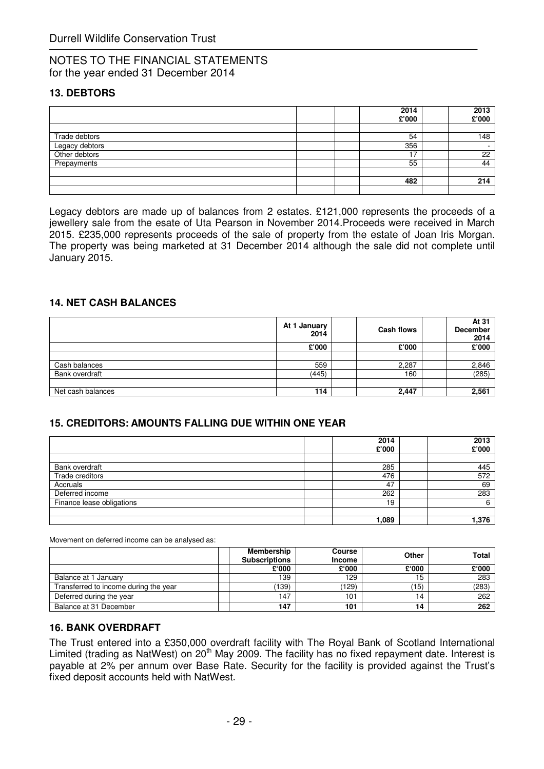Durrell Wildlife Conservation Trust

NOTES TO THE FINANCIAL STATEMENTS
for the year ended 31 December 2014

### 13. DEBTORS

| | 2014 £'000 | 2013 £'000 |
|---|---|---|
| Trade debtors | 54 | 148 |
| Legacy debtors | 356 | - |
| Other debtors | 17 | 22 |
| Prepayments | 55 | 44 |
| | **482** | **214** |

Legacy debtors are made up of balances from 2 estates. £121,000 represents the proceeds of a jewellery sale from the esate of Uta Pearson in November 2014.Proceeds were received in March 2015. £235,000 represents proceeds of the sale of property from the estate of Joan Iris Morgan. The property was being marketed at 31 December 2014 although the sale did not complete until January 2015.

### 14. NET CASH BALANCES

| | At 1 January 2014 £'000 | Cash flows £'000 | At 31 December 2014 £'000 |
|---|---|---|---|
| Cash balances | 559 | 2,287 | 2,846 |
| Bank overdraft | (445) | 160 | (285) |
| Net cash balances | **114** | **2,447** | **2,561** |

### 15. CREDITORS: AMOUNTS FALLING DUE WITHIN ONE YEAR

| | 2014 £'000 | 2013 £'000 |
|---|---|---|
| Bank overdraft | 285 | 445 |
| Trade creditors | 476 | 572 |
| Accruals | 47 | 69 |
| Deferred income | 262 | 283 |
| Finance lease obligations | 19 | 6 |
| | **1,089** | **1,376** |

Movement on deferred income can be analysed as:

| | Membership Subscriptions £'000 | Course Income £'000 | Other £'000 | Total £'000 |
|---|---|---|---|---|
| Balance at 1 January | 139 | 129 | 15 | 283 |
| Transferred to income during the year | (139) | (129) | (15) | (283) |
| Deferred during the year | 147 | 101 | 14 | 262 |
| Balance at 31 December | **147** | **101** | **14** | **262** |

### 16. BANK OVERDRAFT

The Trust entered into a £350,000 overdraft facility with The Royal Bank of Scotland International Limited (trading as NatWest) on 20th May 2009. The facility has no fixed repayment date. Interest is payable at 2% per annum over Base Rate. Security for the facility is provided against the Trust's fixed deposit accounts held with NatWest.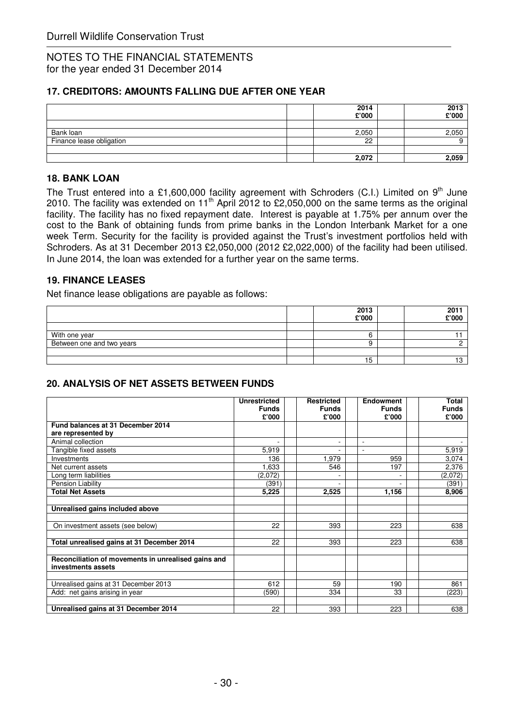Durrell Wildlife Conservation Trust

NOTES TO THE FINANCIAL STATEMENTS
for the year ended 31 December 2014

## 17. CREDITORS: AMOUNTS FALLING DUE AFTER ONE YEAR

| | 2014 £'000 | 2013 £'000 |
|---|---|---|
| Bank loan | 2,050 | 2,050 |
| Finance lease obligation | 22 | 9 |
| | **2,072** | **2,059** |

## 18. BANK LOAN

The Trust entered into a £1,600,000 facility agreement with Schroders (C.I.) Limited on 9th June 2010. The facility was extended on 11th April 2012 to £2,050,000 on the same terms as the original facility. The facility has no fixed repayment date. Interest is payable at 1.75% per annum over the cost to the Bank of obtaining funds from prime banks in the London Interbank Market for a one week Term. Security for the facility is provided against the Trust's investment portfolios held with Schroders. As at 31 December 2013 £2,050,000 (2012 £2,022,000) of the facility had been utilised. In June 2014, the loan was extended for a further year on the same terms.

## 19. FINANCE LEASES

Net finance lease obligations are payable as follows:

| | 2013 £'000 | 2011 £'000 |
|---|---|---|
| With one year | 6 | 11 |
| Between one and two years | 9 | 2 |
| | 15 | 13 |

## 20. ANALYSIS OF NET ASSETS BETWEEN FUNDS

| | Unrestricted Funds £'000 | Restricted Funds £'000 | Endowment Funds £'000 | Total Funds £'000 |
|---|---|---|---|---|
| **Fund balances at 31 December 2014 are represented by** | | | | |
| Animal collection | - | - | - | - |
| Tangible fixed assets | 5,919 | - | - | 5,919 |
| Investments | 136 | 1,979 | 959 | 3,074 |
| Net current assets | 1,633 | 546 | 197 | 2,376 |
| Long term liabilities | (2,072) | - | - | (2,072) |
| Pension Liability | (391) | - | - | (391) |
| **Total Net Assets** | **5,225** | **2,525** | **1,156** | **8,906** |
| | | | | |
| **Unrealised gains included above** | | | | |
| On investment assets (see below) | 22 | 393 | 223 | 638 |
| **Total unrealised gains at 31 December 2014** | 22 | 393 | 223 | 638 |
| | | | | |
| **Reconciliation of movements in unrealised gains and investments assets** | | | | |
| Unrealised gains at 31 December 2013 | 612 | 59 | 190 | 861 |
| Add: net gains arising in year | (590) | 334 | 33 | (223) |
| **Unrealised gains at 31 December 2014** | 22 | 393 | 223 | 638 |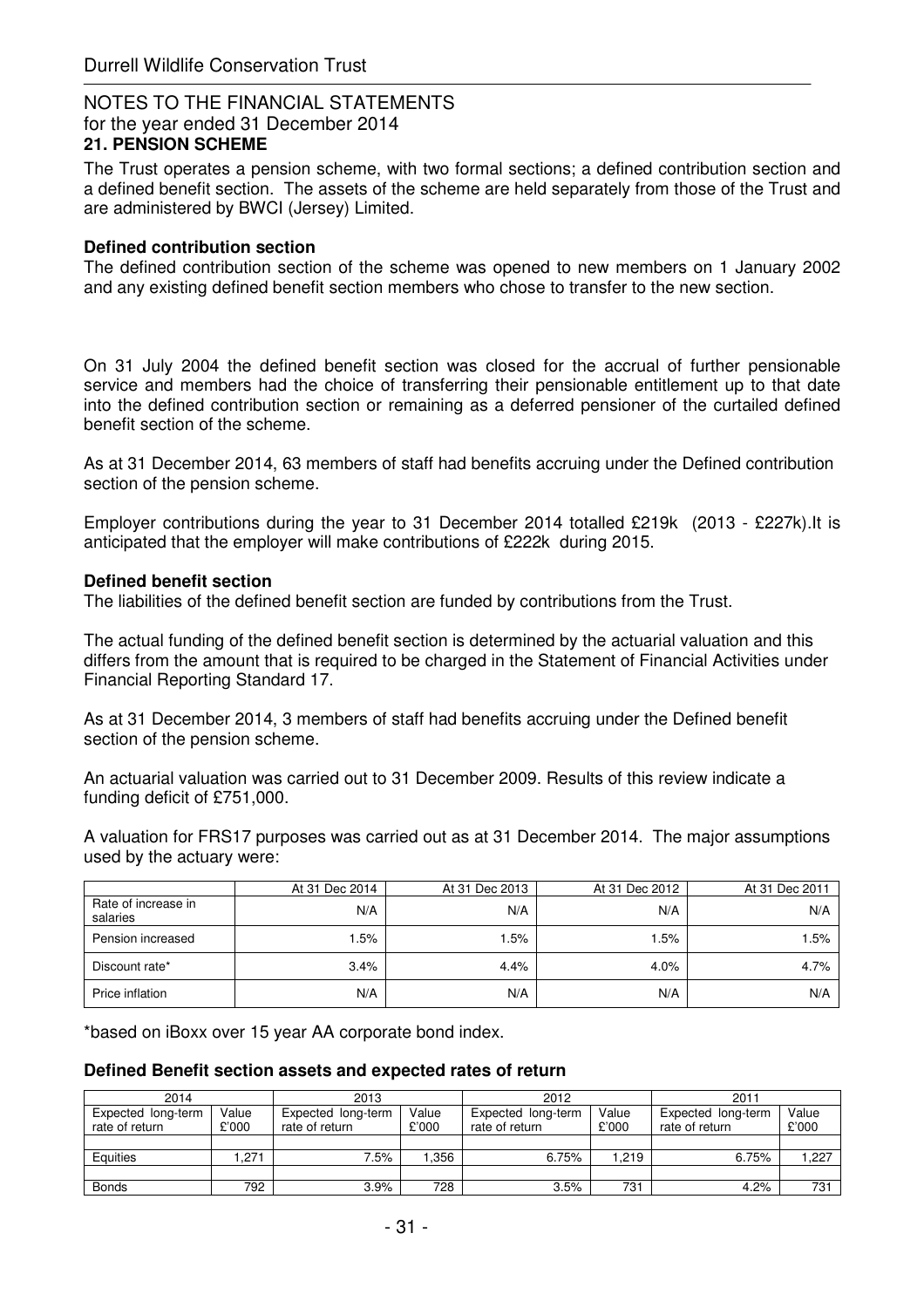Durrell Wildlife Conservation Trust

NOTES TO THE FINANCIAL STATEMENTS
for the year ended 31 December 2014

## 21. PENSION SCHEME

The Trust operates a pension scheme, with two formal sections; a defined contribution section and a defined benefit section. The assets of the scheme are held separately from those of the Trust and are administered by BWCI (Jersey) Limited.

### Defined contribution section

The defined contribution section of the scheme was opened to new members on 1 January 2002 and any existing defined benefit section members who chose to transfer to the new section.

On 31 July 2004 the defined benefit section was closed for the accrual of further pensionable service and members had the choice of transferring their pensionable entitlement up to that date into the defined contribution section or remaining as a deferred pensioner of the curtailed defined benefit section of the scheme.

As at 31 December 2014, 63 members of staff had benefits accruing under the Defined contribution section of the pension scheme.

Employer contributions during the year to 31 December 2014 totalled £219k (2013 - £227k).It is anticipated that the employer will make contributions of £222k during 2015.

### Defined benefit section

The liabilities of the defined benefit section are funded by contributions from the Trust.

The actual funding of the defined benefit section is determined by the actuarial valuation and this differs from the amount that is required to be charged in the Statement of Financial Activities under Financial Reporting Standard 17.

As at 31 December 2014, 3 members of staff had benefits accruing under the Defined benefit section of the pension scheme.

An actuarial valuation was carried out to 31 December 2009. Results of this review indicate a funding deficit of £751,000.

A valuation for FRS17 purposes was carried out as at 31 December 2014. The major assumptions used by the actuary were:

| | At 31 Dec 2014 | At 31 Dec 2013 | At 31 Dec 2012 | At 31 Dec 2011 |
|---|---|---|---|---|
| Rate of increase in salaries | N/A | N/A | N/A | N/A |
| Pension increased | 1.5% | 1.5% | 1.5% | 1.5% |
| Discount rate* | 3.4% | 4.4% | 4.0% | 4.7% |
| Price inflation | N/A | N/A | N/A | N/A |

*based on iBoxx over 15 year AA corporate bond index.

### Defined Benefit section assets and expected rates of return

| 2014 | | 2013 | | 2012 | | 2011 | |
|---|---|---|---|---|---|---|---|
| Expected long-term rate of return | Value £'000 | Expected long-term rate of return | Value £'000 | Expected long-term rate of return | Value £'000 | Expected long-term rate of return | Value £'000 |
| Equities | 1,271 | 7.5% | 1,356 | 6.75% | 1,219 | 6.75% | 1,227 |
| Bonds | 792 | 3.9% | 728 | 3.5% | 731 | 4.2% | 731 |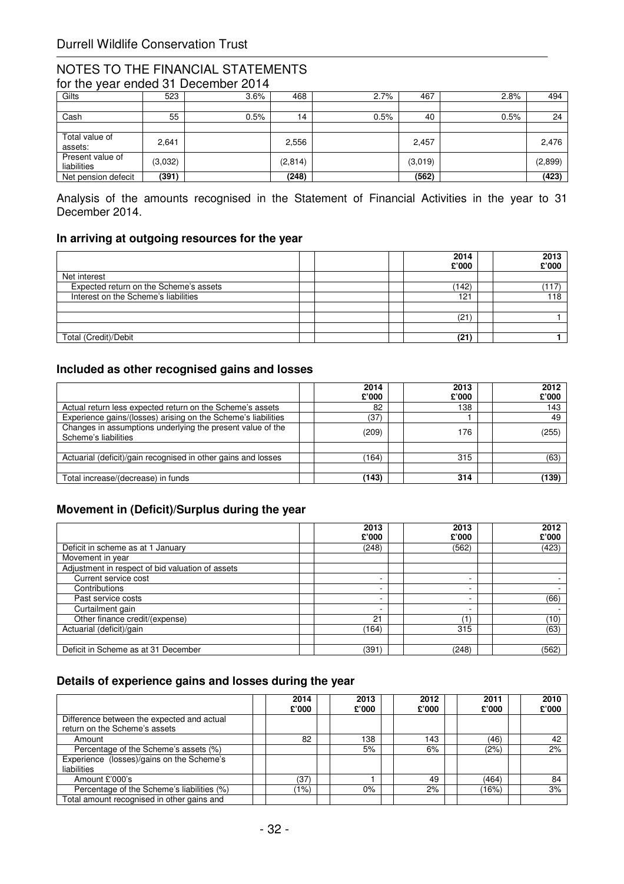# NOTES TO THE FINANCIAL STATEMENTS

for the year ended 31 December 2014

| | | | | | | | |
|---|---|---|---|---|---|---|---|
| Gilts | 523 | 3.6% | 468 | 2.7% | 467 | 2.8% | 494 |
| | | | | | | | |
| Cash | 55 | 0.5% | 14 | 0.5% | 40 | 0.5% | 24 |
| | | | | | | | |
| Total value of assets: | 2,641 | | 2,556 | | 2,457 | | 2,476 |
| Present value of liabilities | (3,032) | | (2,814) | | (3,019) | | (2,899) |
| Net pension defecit | **(391)** | | **(248)** | | **(562)** | | **(423)** |

Analysis of the amounts recognised in the Statement of Financial Activities in the year to 31 December 2014.

### In arriving at outgoing resources for the year

| | 2014 £'000 | 2013 £'000 |
|---|---|---|
| Net interest | | |
| Expected return on the Scheme's assets | (142) | (117) |
| Interest on the Scheme's liabilities | 121 | 118 |
| | | |
| | (21) | 1 |
| | | |
| Total (Credit)/Debit | **(21)** | **1** |

### Included as other recognised gains and losses

| | 2014 £'000 | 2013 £'000 | 2012 £'000 |
|---|---|---|---|
| Actual return less expected return on the Scheme's assets | 82 | 138 | 143 |
| Experience gains/(losses) arising on the Scheme's liabilities | (37) | 1 | 49 |
| Changes in assumptions underlying the present value of the Scheme's liabilities | (209) | 176 | (255) |
| | | | |
| Actuarial (deficit)/gain recognised in other gains and losses | (164) | 315 | (63) |
| | | | |
| Total increase/(decrease) in funds | **(143)** | **314** | **(139)** |

### Movement in (Deficit)/Surplus during the year

| | 2013 £'000 | 2013 £'000 | 2012 £'000 |
|---|---|---|---|
| Deficit in scheme as at 1 January | (248) | (562) | (423) |
| Movement in year | | | |
| Adjustment in respect of bid valuation of assets | | | |
| Current service cost | - | - | - |
| Contributions | - | - | - |
| Past service costs | - | - | (66) |
| Curtailment gain | - | - | - |
| Other finance credit/(expense) | 21 | (1) | (10) |
| Actuarial (deficit)/gain | (164) | 315 | (63) |
| | | | |
| Deficit in Scheme as at 31 December | (391) | (248) | (562) |

### Details of experience gains and losses during the year

| | 2014 £'000 | 2013 £'000 | 2012 £'000 | 2011 £'000 | 2010 £'000 |
|---|---|---|---|---|---|
| Difference between the expected and actual return on the Scheme's assets | | | | | |
| Amount | 82 | 138 | 143 | (46) | 42 |
| Percentage of the Scheme's assets (%) | | 5% | 6% | (2%) | 2% |
| Experience (losses)/gains on the Scheme's liabilities | | | | | |
| Amount £'000's | (37) | 1 | 49 | (464) | 84 |
| Percentage of the Scheme's liabilities (%) | (1%) | 0% | 2% | (16%) | 3% |
| Total amount recognised in other gains and | | | | | |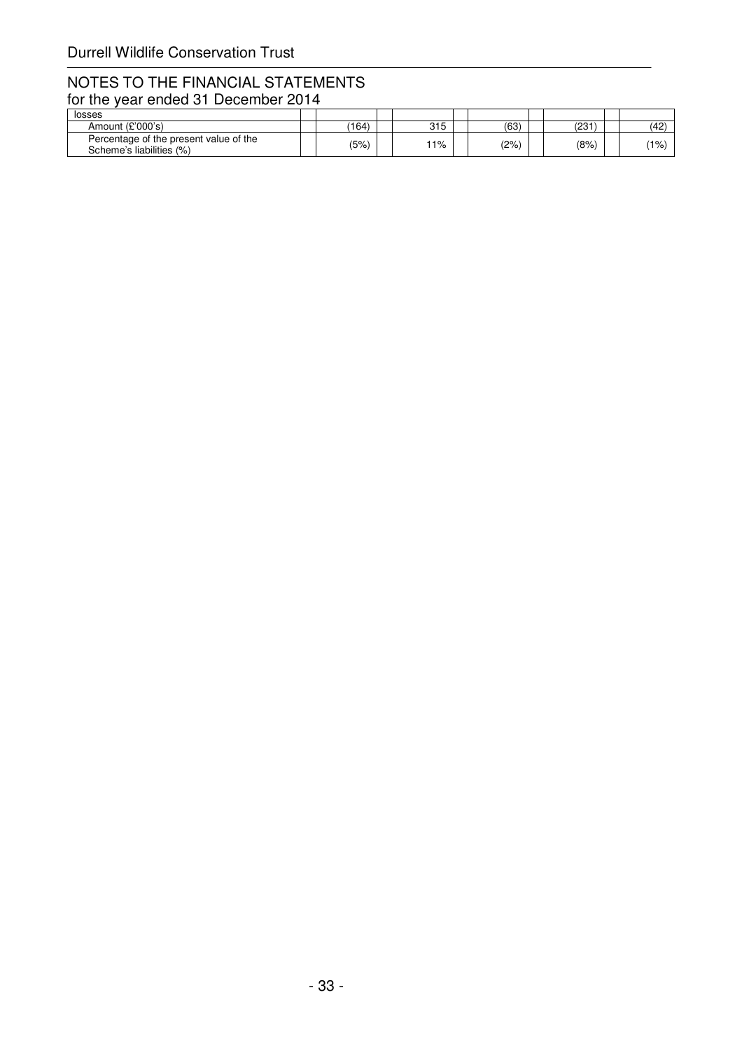## NOTES TO THE FINANCIAL STATEMENTS
for the year ended 31 December 2014

| losses | | | | | | | | | | |
|---|---|---|---|---|---|---|---|---|---|---|
| Amount (£'000's) | | (164) | | 315 | | (63) | | (231) | | (42) |
| Percentage of the present value of the Scheme's liabilities (%) | | (5%) | | 11% | | (2%) | | (8%) | | (1%) |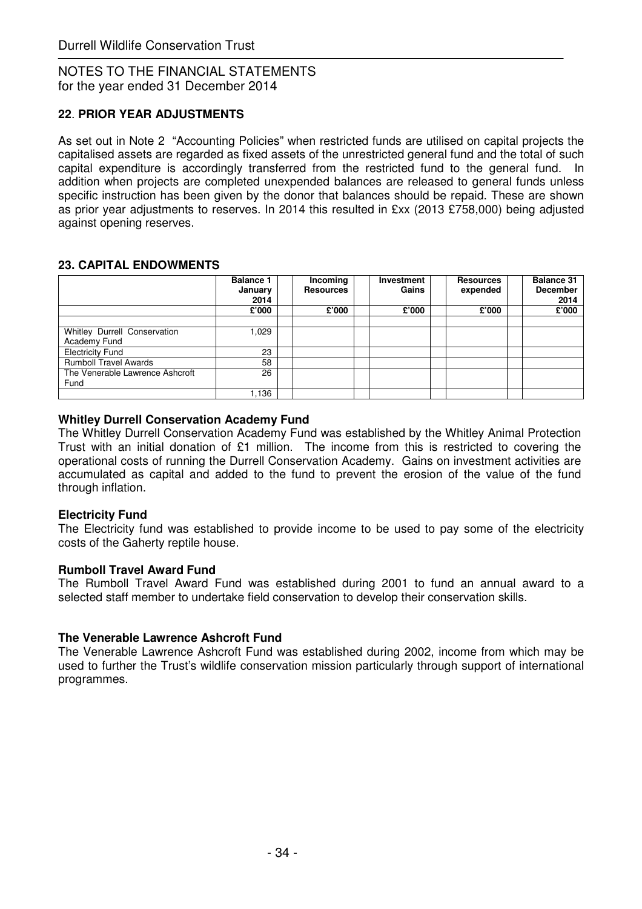## NOTES TO THE FINANCIAL STATEMENTS
for the year ended 31 December 2014

### 22. PRIOR YEAR ADJUSTMENTS

As set out in Note 2 "Accounting Policies" when restricted funds are utilised on capital projects the capitalised assets are regarded as fixed assets of the unrestricted general fund and the total of such capital expenditure is accordingly transferred from the restricted fund to the general fund. In addition when projects are completed unexpended balances are released to general funds unless specific instruction has been given by the donor that balances should be repaid. These are shown as prior year adjustments to reserves. In 2014 this resulted in £xx (2013 £758,000) being adjusted against opening reserves.

### 23. CAPITAL ENDOWMENTS

| | Balance 1 January 2014 | Incoming Resources | Investment Gains | Resources expended | Balance 31 December 2014 |
|---|---|---|---|---|---|
| | £'000 | £'000 | £'000 | £'000 | £'000 |
| | | | | | |
| Whitley Durrell Conservation Academy Fund | 1,029 | | | | |
| Electricity Fund | 23 | | | | |
| Rumboll Travel Awards | 58 | | | | |
| The Venerable Lawrence Ashcroft Fund | 26 | | | | |
| | 1,136 | | | | |

**Whitley Durrell Conservation Academy Fund**

The Whitley Durrell Conservation Academy Fund was established by the Whitley Animal Protection Trust with an initial donation of £1 million. The income from this is restricted to covering the operational costs of running the Durrell Conservation Academy. Gains on investment activities are accumulated as capital and added to the fund to prevent the erosion of the value of the fund through inflation.

**Electricity Fund**

The Electricity fund was established to provide income to be used to pay some of the electricity costs of the Gaherty reptile house.

**Rumboll Travel Award Fund**

The Rumboll Travel Award Fund was established during 2001 to fund an annual award to a selected staff member to undertake field conservation to develop their conservation skills.

**The Venerable Lawrence Ashcroft Fund**

The Venerable Lawrence Ashcroft Fund was established during 2002, income from which may be used to further the Trust's wildlife conservation mission particularly through support of international programmes.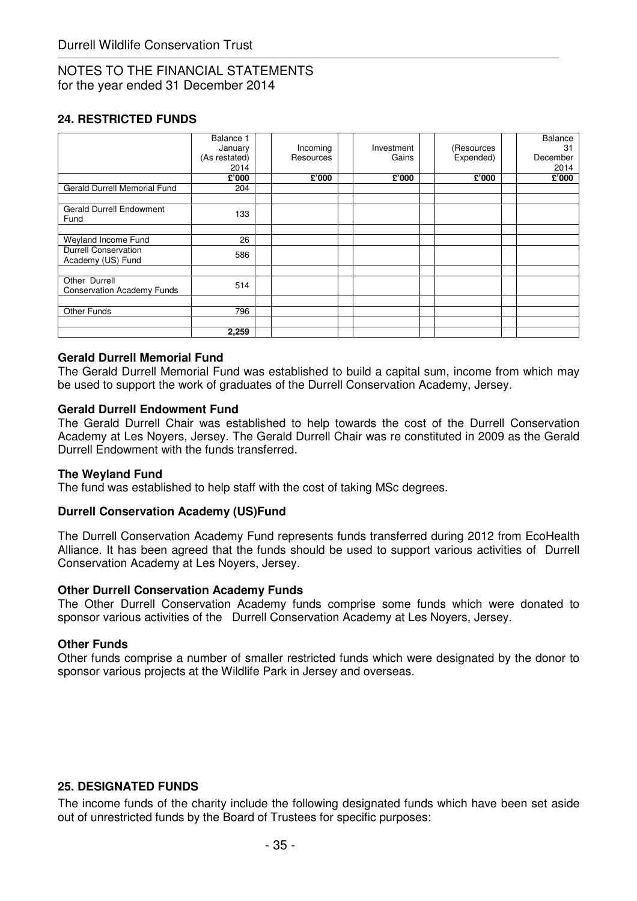Durrell Wildlife Conservation Trust

NOTES TO THE FINANCIAL STATEMENTS
for the year ended 31 December 2014

## 24. RESTRICTED FUNDS

| | Balance 1 January (As restated) 2014 | Incoming Resources | Investment Gains | (Resources Expended) | Balance 31 December 2014 |
|---|---|---|---|---|---|
| | £'000 | £'000 | £'000 | £'000 | £'000 |
| Gerald Durrell Memorial Fund | 204 | | | | |
| Gerald Durrell Endowment Fund | 133 | | | | |
| Weyland Income Fund | 26 | | | | |
| Durrell Conservation Academy (US) Fund | 586 | | | | |
| Other Durrell Conservation Academy Funds | 514 | | | | |
| Other Funds | 796 | | | | |
| | **2,259** | | | | |

**Gerald Durrell Memorial Fund**
The Gerald Durrell Memorial Fund was established to build a capital sum, income from which may be used to support the work of graduates of the Durrell Conservation Academy, Jersey.

**Gerald Durrell Endowment Fund**
The Gerald Durrell Chair was established to help towards the cost of the Durrell Conservation Academy at Les Noyers, Jersey. The Gerald Durrell Chair was re constituted in 2009 as the Gerald Durrell Endowment with the funds transferred.

**The Weyland Fund**
The fund was established to help staff with the cost of taking MSc degrees.

**Durrell Conservation Academy (US)Fund**

The Durrell Conservation Academy Fund represents funds transferred during 2012 from EcoHealth Alliance. It has been agreed that the funds should be used to support various activities of Durrell Conservation Academy at Les Noyers, Jersey.

**Other Durrell Conservation Academy Funds**
The Other Durrell Conservation Academy funds comprise some funds which were donated to sponsor various activities of the Durrell Conservation Academy at Les Noyers, Jersey.

**Other Funds**
Other funds comprise a number of smaller restricted funds which were designated by the donor to sponsor various projects at the Wildlife Park in Jersey and overseas.

## 25. DESIGNATED FUNDS

The income funds of the charity include the following designated funds which have been set aside out of unrestricted funds by the Board of Trustees for specific purposes: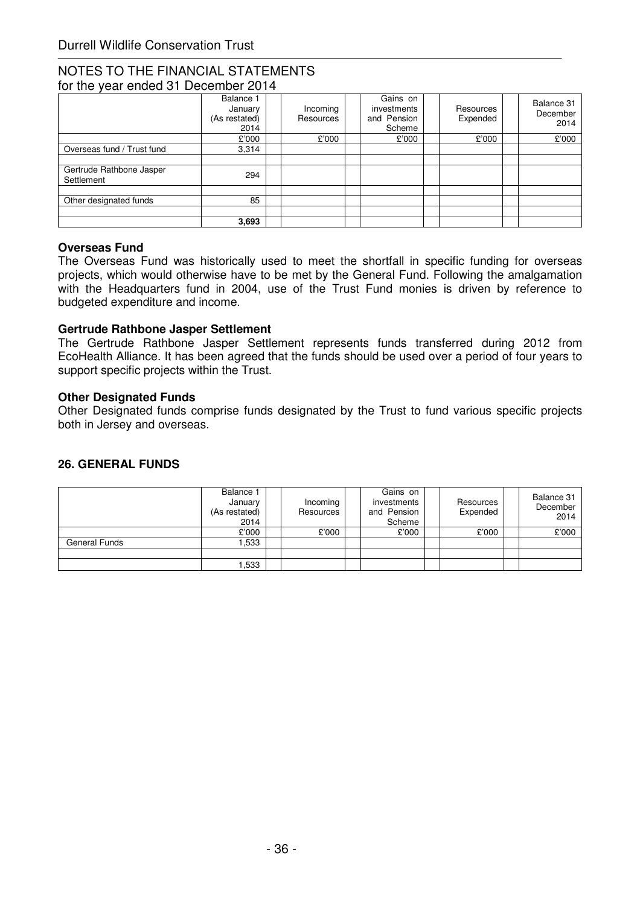## NOTES TO THE FINANCIAL STATEMENTS
for the year ended 31 December 2014

| | Balance 1 January (As restated) 2014 | Incoming Resources | Gains on investments and Pension Scheme | Resources Expended | Balance 31 December 2014 |
|---|---|---|---|---|---|
| | £'000 | £'000 | £'000 | £'000 | £'000 |
| Overseas fund / Trust fund | 3,314 | | | | |
| Gertrude Rathbone Jasper Settlement | 294 | | | | |
| Other designated funds | 85 | | | | |
| | **3,693** | | | | |

**Overseas Fund**

The Overseas Fund was historically used to meet the shortfall in specific funding for overseas projects, which would otherwise have to be met by the General Fund. Following the amalgamation with the Headquarters fund in 2004, use of the Trust Fund monies is driven by reference to budgeted expenditure and income.

**Gertrude Rathbone Jasper Settlement**

The Gertrude Rathbone Jasper Settlement represents funds transferred during 2012 from EcoHealth Alliance. It has been agreed that the funds should be used over a period of four years to support specific projects within the Trust.

**Other Designated Funds**

Other Designated funds comprise funds designated by the Trust to fund various specific projects both in Jersey and overseas.

## 26. GENERAL FUNDS

| | Balance 1 January (As restated) 2014 | Incoming Resources | Gains on investments and Pension Scheme | Resources Expended | Balance 31 December 2014 |
|---|---|---|---|---|---|
| | £'000 | £'000 | £'000 | £'000 | £'000 |
| General Funds | 1,533 | | | | |
| | 1,533 | | | | |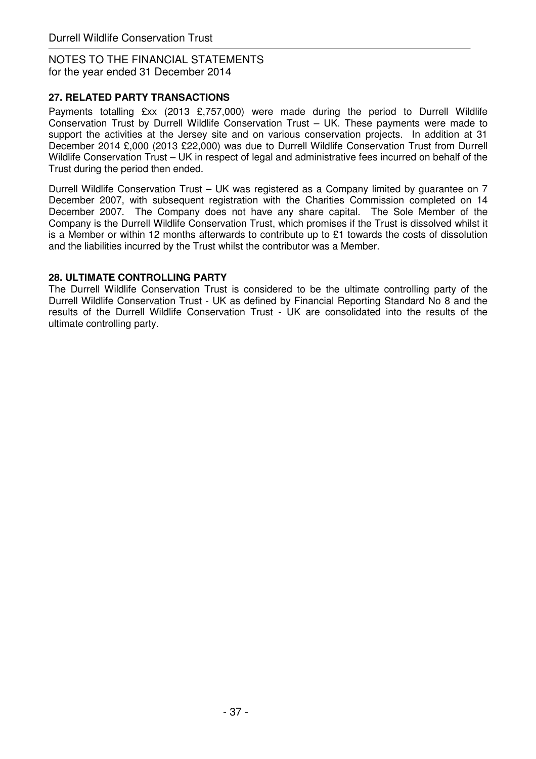Durrell Wildlife Conservation Trust

NOTES TO THE FINANCIAL STATEMENTS
for the year ended 31 December 2014

### 27. RELATED PARTY TRANSACTIONS

Payments totalling £xx (2013 £,757,000) were made during the period to Durrell Wildlife Conservation Trust by Durrell Wildlife Conservation Trust – UK. These payments were made to support the activities at the Jersey site and on various conservation projects. In addition at 31 December 2014 £,000 (2013 £22,000) was due to Durrell Wildlife Conservation Trust from Durrell Wildlife Conservation Trust – UK in respect of legal and administrative fees incurred on behalf of the Trust during the period then ended.

Durrell Wildlife Conservation Trust – UK was registered as a Company limited by guarantee on 7 December 2007, with subsequent registration with the Charities Commission completed on 14 December 2007. The Company does not have any share capital. The Sole Member of the Company is the Durrell Wildlife Conservation Trust, which promises if the Trust is dissolved whilst it is a Member or within 12 months afterwards to contribute up to £1 towards the costs of dissolution and the liabilities incurred by the Trust whilst the contributor was a Member.

### 28. ULTIMATE CONTROLLING PARTY

The Durrell Wildlife Conservation Trust is considered to be the ultimate controlling party of the Durrell Wildlife Conservation Trust - UK as defined by Financial Reporting Standard No 8 and the results of the Durrell Wildlife Conservation Trust - UK are consolidated into the results of the ultimate controlling party.